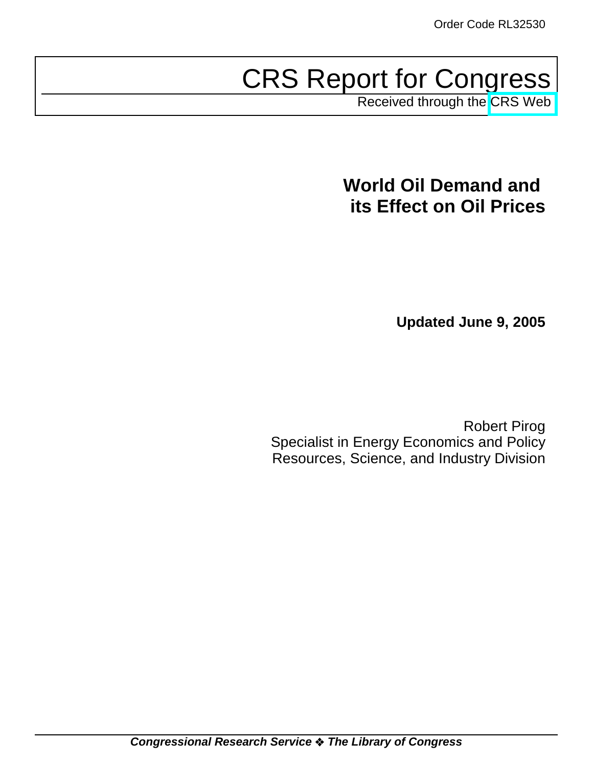Order Code RL32530

# CRS Report for Congress

Received through the CRS Web

## World Oil Demand and its Effect on Oil Prices

**Updated June 9, 2005**

Robert Pirog
Specialist in Energy Economics and Policy
Resources, Science, and Industry Division

***Congressional Research Service ❖ The Library of Congress***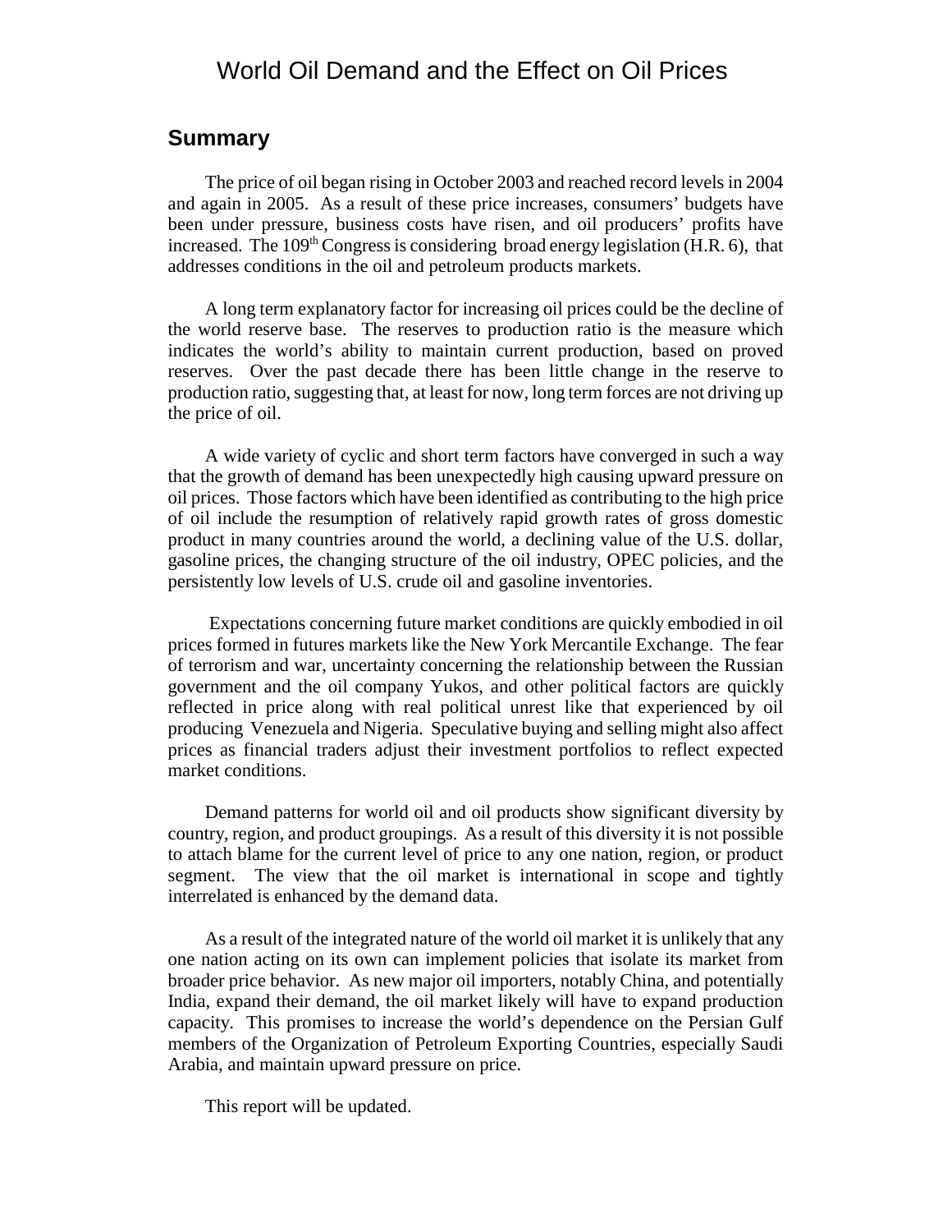# World Oil Demand and the Effect on Oil Prices

## Summary

The price of oil began rising in October 2003 and reached record levels in 2004 and again in 2005. As a result of these price increases, consumers' budgets have been under pressure, business costs have risen, and oil producers' profits have increased. The 109th Congress is considering broad energy legislation (H.R. 6), that addresses conditions in the oil and petroleum products markets.

A long term explanatory factor for increasing oil prices could be the decline of the world reserve base. The reserves to production ratio is the measure which indicates the world's ability to maintain current production, based on proved reserves. Over the past decade there has been little change in the reserve to production ratio, suggesting that, at least for now, long term forces are not driving up the price of oil.

A wide variety of cyclic and short term factors have converged in such a way that the growth of demand has been unexpectedly high causing upward pressure on oil prices. Those factors which have been identified as contributing to the high price of oil include the resumption of relatively rapid growth rates of gross domestic product in many countries around the world, a declining value of the U.S. dollar, gasoline prices, the changing structure of the oil industry, OPEC policies, and the persistently low levels of U.S. crude oil and gasoline inventories.

Expectations concerning future market conditions are quickly embodied in oil prices formed in futures markets like the New York Mercantile Exchange. The fear of terrorism and war, uncertainty concerning the relationship between the Russian government and the oil company Yukos, and other political factors are quickly reflected in price along with real political unrest like that experienced by oil producing Venezuela and Nigeria. Speculative buying and selling might also affect prices as financial traders adjust their investment portfolios to reflect expected market conditions.

Demand patterns for world oil and oil products show significant diversity by country, region, and product groupings. As a result of this diversity it is not possible to attach blame for the current level of price to any one nation, region, or product segment. The view that the oil market is international in scope and tightly interrelated is enhanced by the demand data.

As a result of the integrated nature of the world oil market it is unlikely that any one nation acting on its own can implement policies that isolate its market from broader price behavior. As new major oil importers, notably China, and potentially India, expand their demand, the oil market likely will have to expand production capacity. This promises to increase the world's dependence on the Persian Gulf members of the Organization of Petroleum Exporting Countries, especially Saudi Arabia, and maintain upward pressure on price.

This report will be updated.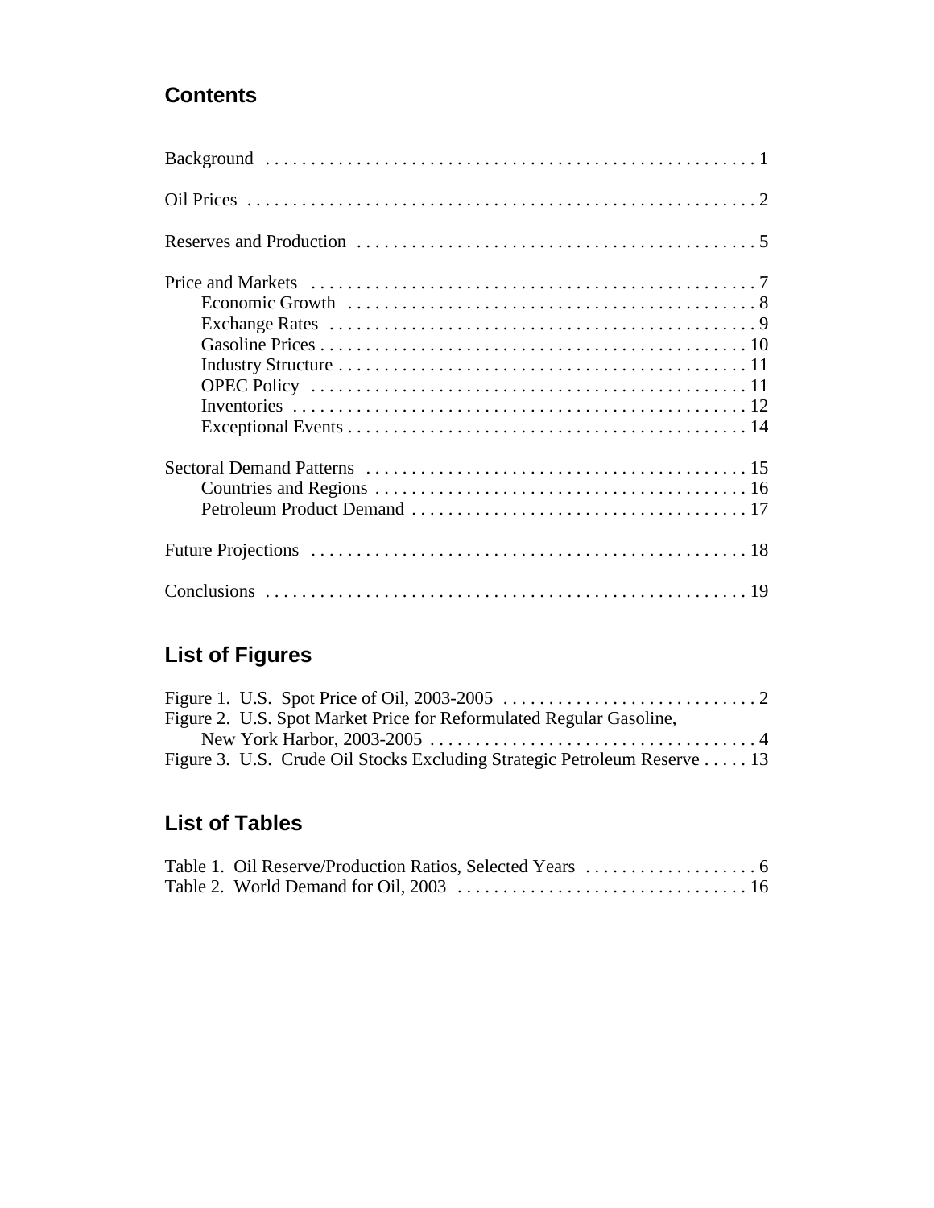## Contents

Background . . . . . . . . . . . . . . . . . . . . . . . . . . . . . . . . . . . . . . . . . . . . . . . . . . . . . 1

Oil Prices . . . . . . . . . . . . . . . . . . . . . . . . . . . . . . . . . . . . . . . . . . . . . . . . . . . . . . . . 2

Reserves and Production . . . . . . . . . . . . . . . . . . . . . . . . . . . . . . . . . . . . . . . . . . . . 5

Price and Markets . . . . . . . . . . . . . . . . . . . . . . . . . . . . . . . . . . . . . . . . . . . . . . . . . 7
- Economic Growth . . . . . . . . . . . . . . . . . . . . . . . . . . . . . . . . . . . . . . . . . . . . 8
- Exchange Rates . . . . . . . . . . . . . . . . . . . . . . . . . . . . . . . . . . . . . . . . . . . . . . 9
- Gasoline Prices . . . . . . . . . . . . . . . . . . . . . . . . . . . . . . . . . . . . . . . . . . . . . . 10
- Industry Structure . . . . . . . . . . . . . . . . . . . . . . . . . . . . . . . . . . . . . . . . . . . . 11
- OPEC Policy . . . . . . . . . . . . . . . . . . . . . . . . . . . . . . . . . . . . . . . . . . . . . . . 11
- Inventories . . . . . . . . . . . . . . . . . . . . . . . . . . . . . . . . . . . . . . . . . . . . . . . . . 12
- Exceptional Events . . . . . . . . . . . . . . . . . . . . . . . . . . . . . . . . . . . . . . . . . . . 14

Sectoral Demand Patterns . . . . . . . . . . . . . . . . . . . . . . . . . . . . . . . . . . . . . . . . . . 15
- Countries and Regions . . . . . . . . . . . . . . . . . . . . . . . . . . . . . . . . . . . . . . . . . 16
- Petroleum Product Demand . . . . . . . . . . . . . . . . . . . . . . . . . . . . . . . . . . . . . 17

Future Projections . . . . . . . . . . . . . . . . . . . . . . . . . . . . . . . . . . . . . . . . . . . . . . . . 18

Conclusions . . . . . . . . . . . . . . . . . . . . . . . . . . . . . . . . . . . . . . . . . . . . . . . . . . . . . 19

## List of Figures

Figure 1. U.S. Spot Price of Oil, 2003-2005 . . . . . . . . . . . . . . . . . . . . . . . . . . . . 2

Figure 2. U.S. Spot Market Price for Reformulated Regular Gasoline, New York Harbor, 2003-2005 . . . . . . . . . . . . . . . . . . . . . . . . . . . . . . . . . . . . 4

Figure 3. U.S. Crude Oil Stocks Excluding Strategic Petroleum Reserve . . . . . 13

## List of Tables

Table 1. Oil Reserve/Production Ratios, Selected Years . . . . . . . . . . . . . . . . . . . 6

Table 2. World Demand for Oil, 2003 . . . . . . . . . . . . . . . . . . . . . . . . . . . . . . . . 16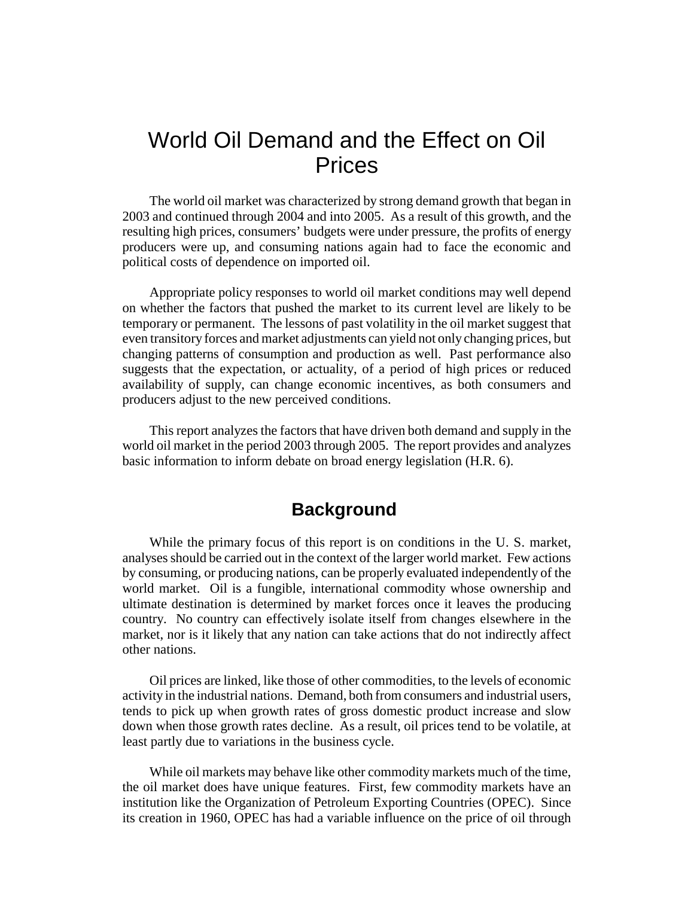# World Oil Demand and the Effect on Oil Prices

The world oil market was characterized by strong demand growth that began in 2003 and continued through 2004 and into 2005. As a result of this growth, and the resulting high prices, consumers' budgets were under pressure, the profits of energy producers were up, and consuming nations again had to face the economic and political costs of dependence on imported oil.

Appropriate policy responses to world oil market conditions may well depend on whether the factors that pushed the market to its current level are likely to be temporary or permanent. The lessons of past volatility in the oil market suggest that even transitory forces and market adjustments can yield not only changing prices, but changing patterns of consumption and production as well. Past performance also suggests that the expectation, or actuality, of a period of high prices or reduced availability of supply, can change economic incentives, as both consumers and producers adjust to the new perceived conditions.

This report analyzes the factors that have driven both demand and supply in the world oil market in the period 2003 through 2005. The report provides and analyzes basic information to inform debate on broad energy legislation (H.R. 6).

## Background

While the primary focus of this report is on conditions in the U. S. market, analyses should be carried out in the context of the larger world market. Few actions by consuming, or producing nations, can be properly evaluated independently of the world market. Oil is a fungible, international commodity whose ownership and ultimate destination is determined by market forces once it leaves the producing country. No country can effectively isolate itself from changes elsewhere in the market, nor is it likely that any nation can take actions that do not indirectly affect other nations.

Oil prices are linked, like those of other commodities, to the levels of economic activity in the industrial nations. Demand, both from consumers and industrial users, tends to pick up when growth rates of gross domestic product increase and slow down when those growth rates decline. As a result, oil prices tend to be volatile, at least partly due to variations in the business cycle.

While oil markets may behave like other commodity markets much of the time, the oil market does have unique features. First, few commodity markets have an institution like the Organization of Petroleum Exporting Countries (OPEC). Since its creation in 1960, OPEC has had a variable influence on the price of oil through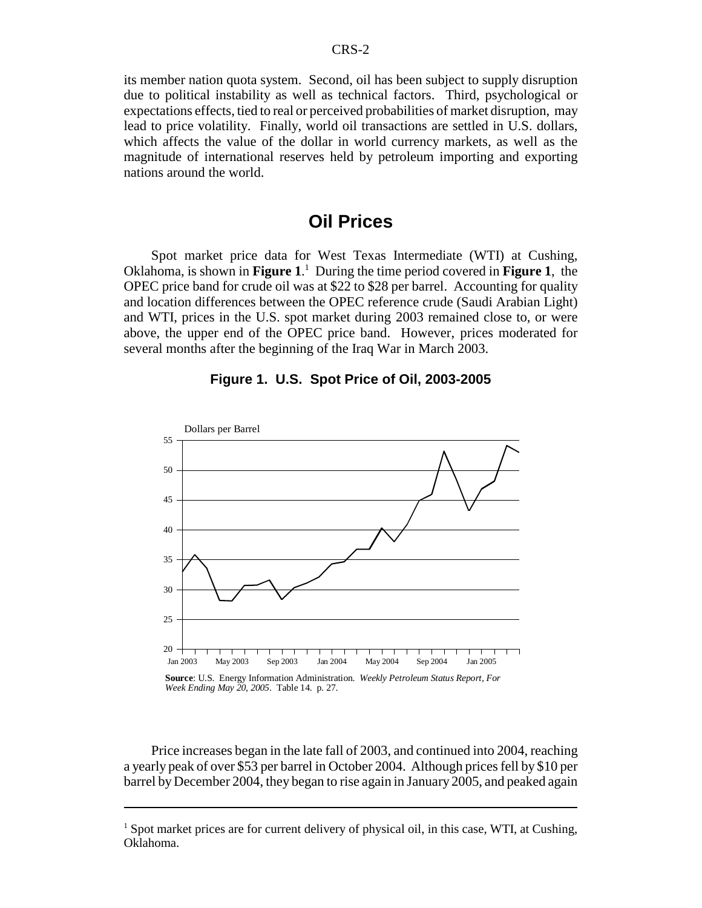its member nation quota system. Second, oil has been subject to supply disruption due to political instability as well as technical factors. Third, psychological or expectations effects, tied to real or perceived probabilities of market disruption, may lead to price volatility. Finally, world oil transactions are settled in U.S. dollars, which affects the value of the dollar in world currency markets, as well as the magnitude of international reserves held by petroleum importing and exporting nations around the world.

## Oil Prices

Spot market price data for West Texas Intermediate (WTI) at Cushing, Oklahoma, is shown in **Figure 1**.[1] During the time period covered in **Figure 1**, the OPEC price band for crude oil was at $22 to $28 per barrel. Accounting for quality and location differences between the OPEC reference crude (Saudi Arabian Light) and WTI, prices in the U.S. spot market during 2003 remained close to, or were above, the upper end of the OPEC price band. However, prices moderated for several months after the beginning of the Iraq War in March 2003.

**Figure 1. U.S. Spot Price of Oil, 2003-2005**

**Source**: U.S. Energy Information Administration. *Weekly Petroleum Status Report, For Week Ending May 20, 2005*. Table 14. p. 27.

Price increases began in the late fall of 2003, and continued into 2004, reaching a yearly peak of over $53 per barrel in October 2004. Although prices fell by $10 per barrel by December 2004, they began to rise again in January 2005, and peaked again

---

[1] Spot market prices are for current delivery of physical oil, in this case, WTI, at Cushing, Oklahoma.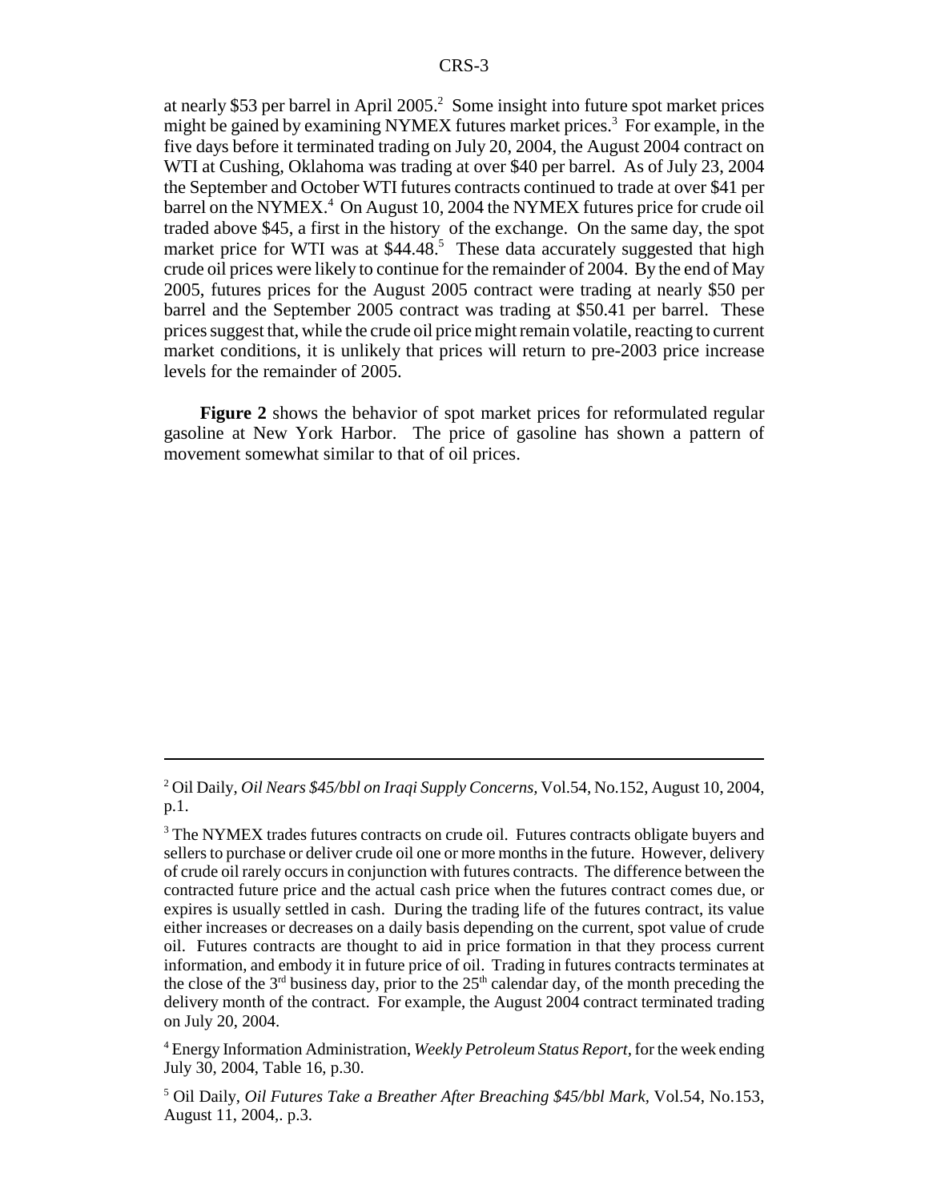at nearly \$53 per barrel in April 2005.[2] Some insight into future spot market prices might be gained by examining NYMEX futures market prices.[3] For example, in the five days before it terminated trading on July 20, 2004, the August 2004 contract on WTI at Cushing, Oklahoma was trading at over \$40 per barrel. As of July 23, 2004 the September and October WTI futures contracts continued to trade at over \$41 per barrel on the NYMEX.[4] On August 10, 2004 the NYMEX futures price for crude oil traded above \$45, a first in the history of the exchange. On the same day, the spot market price for WTI was at \$44.48.[5] These data accurately suggested that high crude oil prices were likely to continue for the remainder of 2004. By the end of May 2005, futures prices for the August 2005 contract were trading at nearly \$50 per barrel and the September 2005 contract was trading at \$50.41 per barrel. These prices suggest that, while the crude oil price might remain volatile, reacting to current market conditions, it is unlikely that prices will return to pre-2003 price increase levels for the remainder of 2005.

**Figure 2** shows the behavior of spot market prices for reformulated regular gasoline at New York Harbor. The price of gasoline has shown a pattern of movement somewhat similar to that of oil prices.

---

[2] Oil Daily, *Oil Nears \$45/bbl on Iraqi Supply Concerns*, Vol.54, No.152, August 10, 2004, p.1.

[3] The NYMEX trades futures contracts on crude oil. Futures contracts obligate buyers and sellers to purchase or deliver crude oil one or more months in the future. However, delivery of crude oil rarely occurs in conjunction with futures contracts. The difference between the contracted future price and the actual cash price when the futures contract comes due, or expires is usually settled in cash. During the trading life of the futures contract, its value either increases or decreases on a daily basis depending on the current, spot value of crude oil. Futures contracts are thought to aid in price formation in that they process current information, and embody it in future price of oil. Trading in futures contracts terminates at the close of the 3rd business day, prior to the 25th calendar day, of the month preceding the delivery month of the contract. For example, the August 2004 contract terminated trading on July 20, 2004.

[4] Energy Information Administration, *Weekly Petroleum Status Report*, for the week ending July 30, 2004, Table 16, p.30.

[5] Oil Daily, *Oil Futures Take a Breather After Breaching \$45/bbl Mark*, Vol.54, No.153, August 11, 2004,. p.3.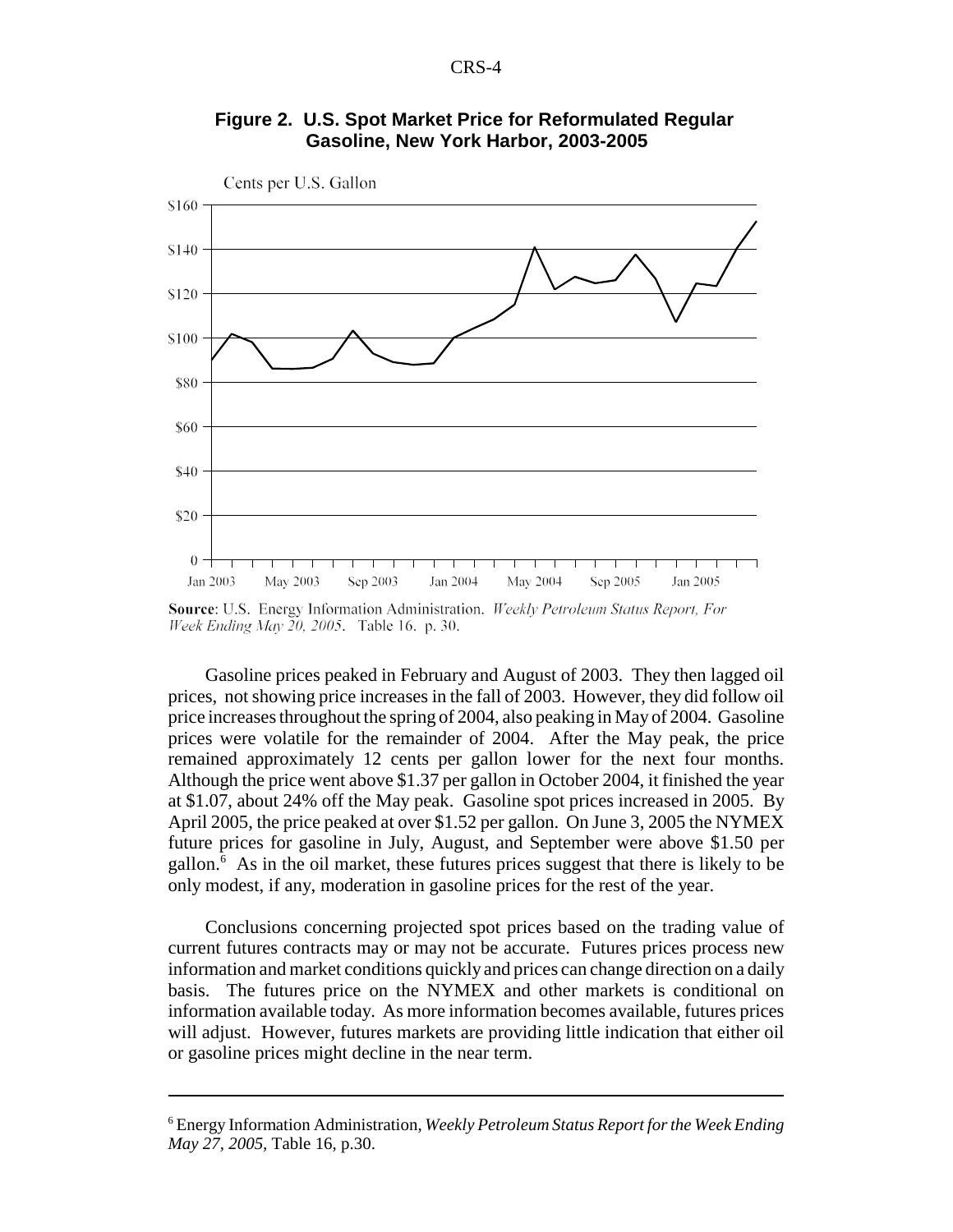**Figure 2. U.S. Spot Market Price for Reformulated Regular Gasoline, New York Harbor, 2003-2005**

**Source**: U.S. Energy Information Administration. *Weekly Petroleum Status Report, For Week Ending May 20, 2005*. Table 16. p. 30.

Gasoline prices peaked in February and August of 2003. They then lagged oil prices, not showing price increases in the fall of 2003. However, they did follow oil price increases throughout the spring of 2004, also peaking in May of 2004. Gasoline prices were volatile for the remainder of 2004. After the May peak, the price remained approximately 12 cents per gallon lower for the next four months. Although the price went above $1.37 per gallon in October 2004, it finished the year at $1.07, about 24% off the May peak. Gasoline spot prices increased in 2005. By April 2005, the price peaked at over $1.52 per gallon. On June 3, 2005 the NYMEX future prices for gasoline in July, August, and September were above $1.50 per gallon.[6] As in the oil market, these futures prices suggest that there is likely to be only modest, if any, moderation in gasoline prices for the rest of the year.

Conclusions concerning projected spot prices based on the trading value of current futures contracts may or may not be accurate. Futures prices process new information and market conditions quickly and prices can change direction on a daily basis. The futures price on the NYMEX and other markets is conditional on information available today. As more information becomes available, futures prices will adjust. However, futures markets are providing little indication that either oil or gasoline prices might decline in the near term.

---

[6] Energy Information Administration, *Weekly Petroleum Status Report for the Week Ending May 27, 2005*, Table 16, p.30.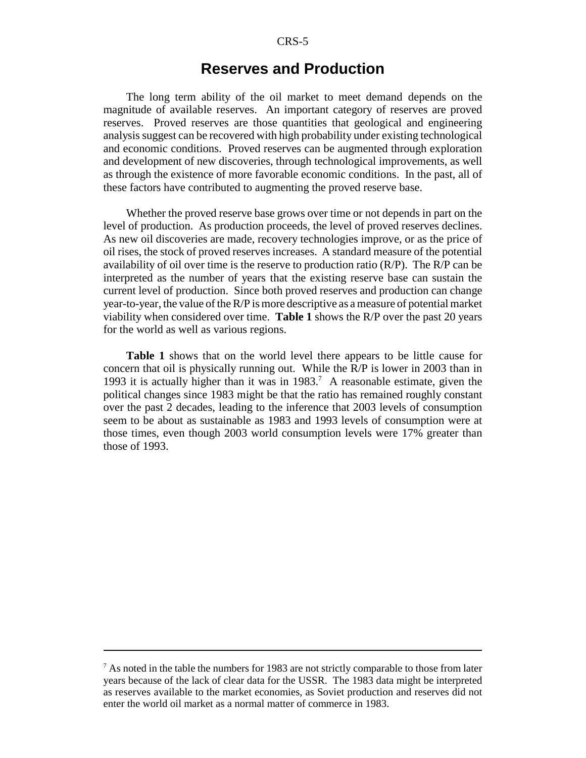# Reserves and Production

The long term ability of the oil market to meet demand depends on the magnitude of available reserves. An important category of reserves are proved reserves. Proved reserves are those quantities that geological and engineering analysis suggest can be recovered with high probability under existing technological and economic conditions. Proved reserves can be augmented through exploration and development of new discoveries, through technological improvements, as well as through the existence of more favorable economic conditions. In the past, all of these factors have contributed to augmenting the proved reserve base.

Whether the proved reserve base grows over time or not depends in part on the level of production. As production proceeds, the level of proved reserves declines. As new oil discoveries are made, recovery technologies improve, or as the price of oil rises, the stock of proved reserves increases. A standard measure of the potential availability of oil over time is the reserve to production ratio (R/P). The R/P can be interpreted as the number of years that the existing reserve base can sustain the current level of production. Since both proved reserves and production can change year-to-year, the value of the R/P is more descriptive as a measure of potential market viability when considered over time. **Table 1** shows the R/P over the past 20 years for the world as well as various regions.

**Table 1** shows that on the world level there appears to be little cause for concern that oil is physically running out. While the R/P is lower in 2003 than in 1993 it is actually higher than it was in 1983.[7] A reasonable estimate, given the political changes since 1983 might be that the ratio has remained roughly constant over the past 2 decades, leading to the inference that 2003 levels of consumption seem to be about as sustainable as 1983 and 1993 levels of consumption were at those times, even though 2003 world consumption levels were 17% greater than those of 1993.

---

[7] As noted in the table the numbers for 1983 are not strictly comparable to those from later years because of the lack of clear data for the USSR. The 1983 data might be interpreted as reserves available to the market economies, as Soviet production and reserves did not enter the world oil market as a normal matter of commerce in 1983.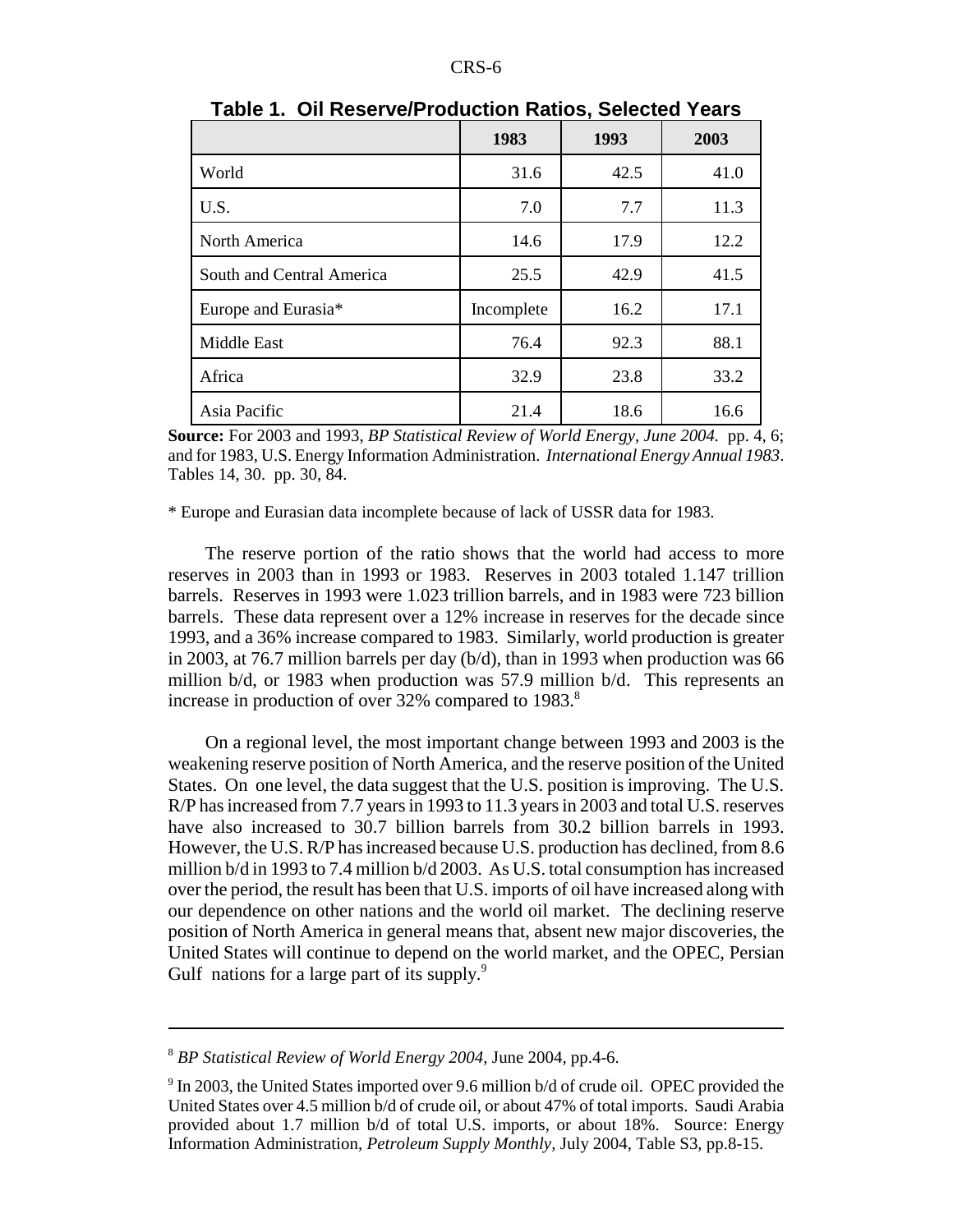**Table 1. Oil Reserve/Production Ratios, Selected Years**

| | 1983 | 1993 | 2003 |
|---|---|---|---|
| World | 31.6 | 42.5 | 41.0 |
| U.S. | 7.0 | 7.7 | 11.3 |
| North America | 14.6 | 17.9 | 12.2 |
| South and Central America | 25.5 | 42.9 | 41.5 |
| Europe and Eurasia* | Incomplete | 16.2 | 17.1 |
| Middle East | 76.4 | 92.3 | 88.1 |
| Africa | 32.9 | 23.8 | 33.2 |
| Asia Pacific | 21.4 | 18.6 | 16.6 |

**Source:** For 2003 and 1993, *BP Statistical Review of World Energy, June 2004.* pp. 4, 6; and for 1983, U.S. Energy Information Administration. *International Energy Annual 1983*. Tables 14, 30. pp. 30, 84.

* Europe and Eurasian data incomplete because of lack of USSR data for 1983.

The reserve portion of the ratio shows that the world had access to more reserves in 2003 than in 1993 or 1983. Reserves in 2003 totaled 1.147 trillion barrels. Reserves in 1993 were 1.023 trillion barrels, and in 1983 were 723 billion barrels. These data represent over a 12% increase in reserves for the decade since 1993, and a 36% increase compared to 1983. Similarly, world production is greater in 2003, at 76.7 million barrels per day (b/d), than in 1993 when production was 66 million b/d, or 1983 when production was 57.9 million b/d. This represents an increase in production of over 32% compared to 1983.[8]

On a regional level, the most important change between 1993 and 2003 is the weakening reserve position of North America, and the reserve position of the United States. On one level, the data suggest that the U.S. position is improving. The U.S. R/P has increased from 7.7 years in 1993 to 11.3 years in 2003 and total U.S. reserves have also increased to 30.7 billion barrels from 30.2 billion barrels in 1993. However, the U.S. R/P has increased because U.S. production has declined, from 8.6 million b/d in 1993 to 7.4 million b/d 2003. As U.S. total consumption has increased over the period, the result has been that U.S. imports of oil have increased along with our dependence on other nations and the world oil market. The declining reserve position of North America in general means that, absent new major discoveries, the United States will continue to depend on the world market, and the OPEC, Persian Gulf nations for a large part of its supply.[9]

---

[8] *BP Statistical Review of World Energy 2004,* June 2004, pp.4-6.

[9] In 2003, the United States imported over 9.6 million b/d of crude oil. OPEC provided the United States over 4.5 million b/d of crude oil, or about 47% of total imports. Saudi Arabia provided about 1.7 million b/d of total U.S. imports, or about 18%. Source: Energy Information Administration, *Petroleum Supply Monthly,* July 2004, Table S3, pp.8-15.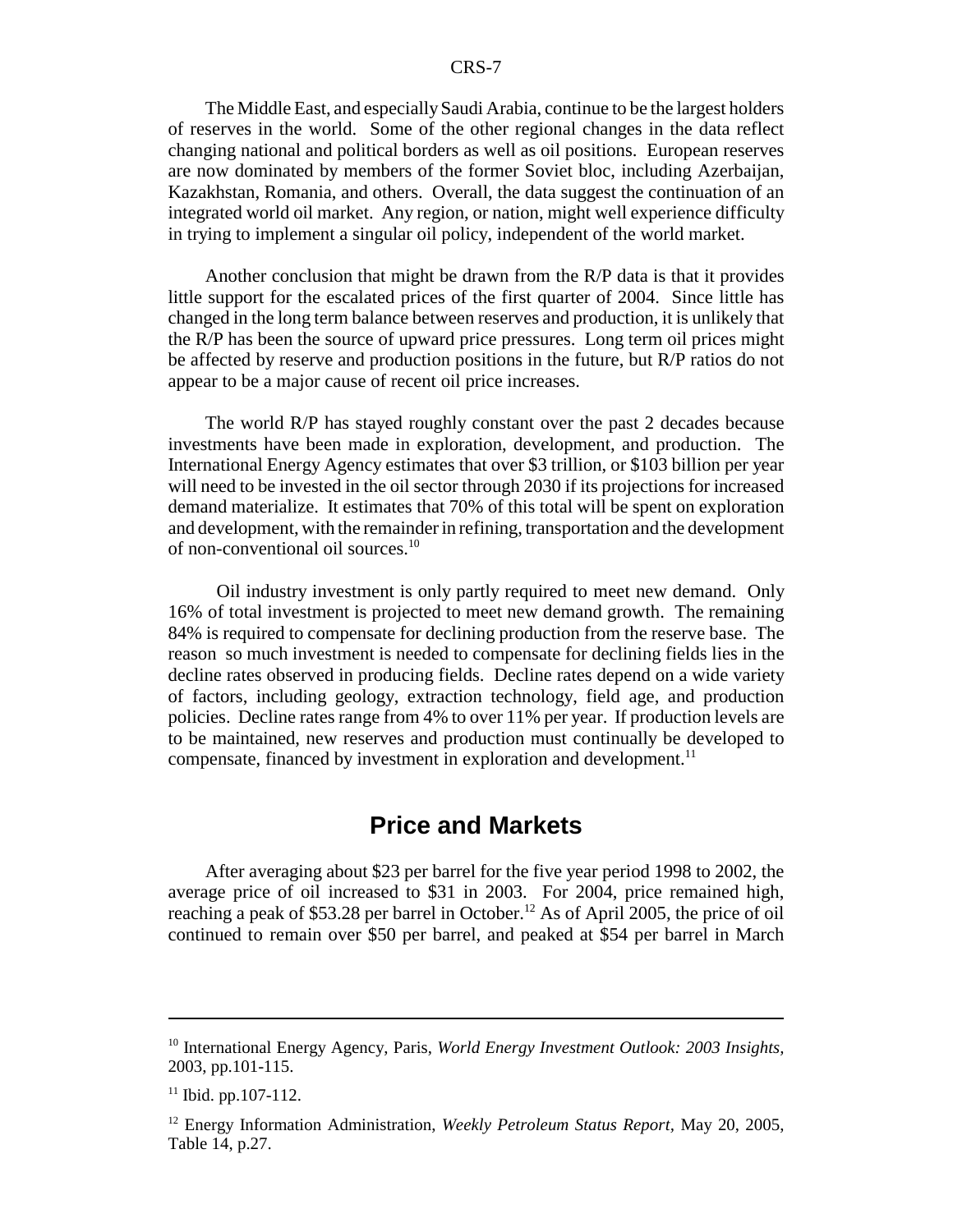The Middle East, and especially Saudi Arabia, continue to be the largest holders of reserves in the world. Some of the other regional changes in the data reflect changing national and political borders as well as oil positions. European reserves are now dominated by members of the former Soviet bloc, including Azerbaijan, Kazakhstan, Romania, and others. Overall, the data suggest the continuation of an integrated world oil market. Any region, or nation, might well experience difficulty in trying to implement a singular oil policy, independent of the world market.

Another conclusion that might be drawn from the R/P data is that it provides little support for the escalated prices of the first quarter of 2004. Since little has changed in the long term balance between reserves and production, it is unlikely that the R/P has been the source of upward price pressures. Long term oil prices might be affected by reserve and production positions in the future, but R/P ratios do not appear to be a major cause of recent oil price increases.

The world R/P has stayed roughly constant over the past 2 decades because investments have been made in exploration, development, and production. The International Energy Agency estimates that over $3 trillion, or $103 billion per year will need to be invested in the oil sector through 2030 if its projections for increased demand materialize. It estimates that 70% of this total will be spent on exploration and development, with the remainder in refining, transportation and the development of non-conventional oil sources.[10]

Oil industry investment is only partly required to meet new demand. Only 16% of total investment is projected to meet new demand growth. The remaining 84% is required to compensate for declining production from the reserve base. The reason so much investment is needed to compensate for declining fields lies in the decline rates observed in producing fields. Decline rates depend on a wide variety of factors, including geology, extraction technology, field age, and production policies. Decline rates range from 4% to over 11% per year. If production levels are to be maintained, new reserves and production must continually be developed to compensate, financed by investment in exploration and development.[11]

## Price and Markets

After averaging about $23 per barrel for the five year period 1998 to 2002, the average price of oil increased to $31 in 2003. For 2004, price remained high, reaching a peak of $53.28 per barrel in October.[12] As of April 2005, the price of oil continued to remain over $50 per barrel, and peaked at $54 per barrel in March

---

[10] International Energy Agency, Paris, *World Energy Investment Outlook: 2003 Insights*, 2003, pp.101-115.

[11] Ibid. pp.107-112.

[12] Energy Information Administration, *Weekly Petroleum Status Report*, May 20, 2005, Table 14, p.27.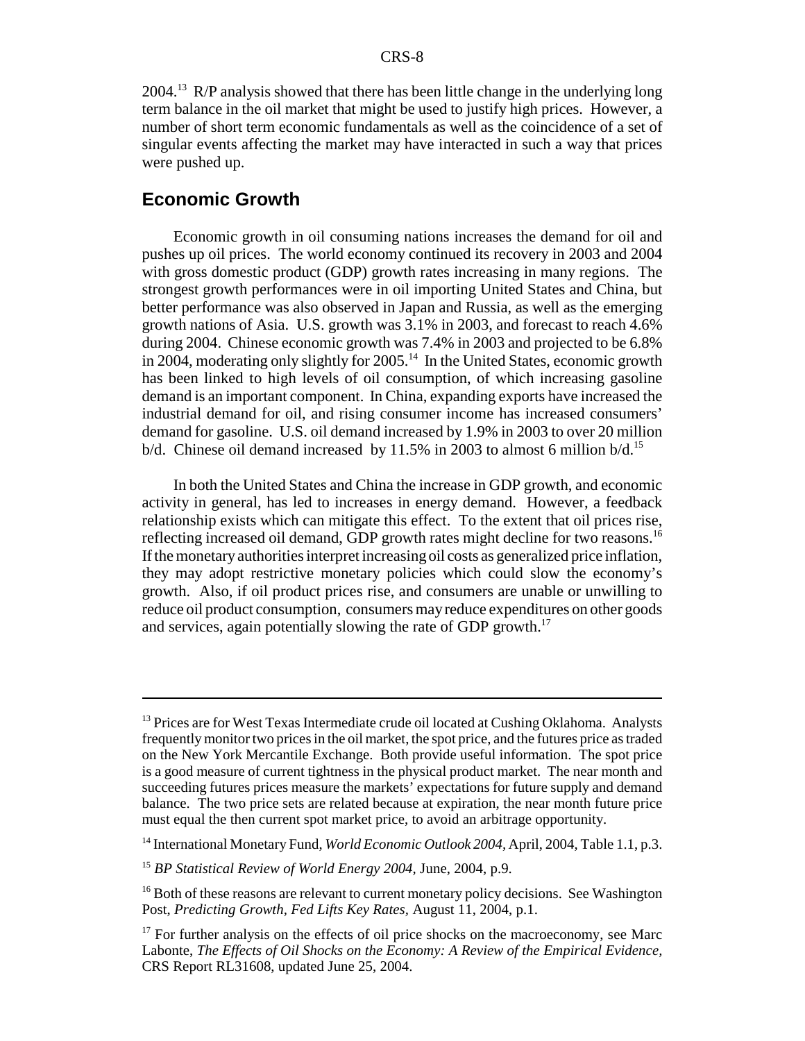2004.[13] R/P analysis showed that there has been little change in the underlying long term balance in the oil market that might be used to justify high prices. However, a number of short term economic fundamentals as well as the coincidence of a set of singular events affecting the market may have interacted in such a way that prices were pushed up.

## Economic Growth

Economic growth in oil consuming nations increases the demand for oil and pushes up oil prices. The world economy continued its recovery in 2003 and 2004 with gross domestic product (GDP) growth rates increasing in many regions. The strongest growth performances were in oil importing United States and China, but better performance was also observed in Japan and Russia, as well as the emerging growth nations of Asia. U.S. growth was 3.1% in 2003, and forecast to reach 4.6% during 2004. Chinese economic growth was 7.4% in 2003 and projected to be 6.8% in 2004, moderating only slightly for 2005.[14] In the United States, economic growth has been linked to high levels of oil consumption, of which increasing gasoline demand is an important component. In China, expanding exports have increased the industrial demand for oil, and rising consumer income has increased consumers' demand for gasoline. U.S. oil demand increased by 1.9% in 2003 to over 20 million b/d. Chinese oil demand increased by 11.5% in 2003 to almost 6 million b/d.[15]

In both the United States and China the increase in GDP growth, and economic activity in general, has led to increases in energy demand. However, a feedback relationship exists which can mitigate this effect. To the extent that oil prices rise, reflecting increased oil demand, GDP growth rates might decline for two reasons.[16] If the monetary authorities interpret increasing oil costs as generalized price inflation, they may adopt restrictive monetary policies which could slow the economy's growth. Also, if oil product prices rise, and consumers are unable or unwilling to reduce oil product consumption, consumers may reduce expenditures on other goods and services, again potentially slowing the rate of GDP growth.[17]

---

[13] Prices are for West Texas Intermediate crude oil located at Cushing Oklahoma. Analysts frequently monitor two prices in the oil market, the spot price, and the futures price as traded on the New York Mercantile Exchange. Both provide useful information. The spot price is a good measure of current tightness in the physical product market. The near month and succeeding futures prices measure the markets' expectations for future supply and demand balance. The two price sets are related because at expiration, the near month future price must equal the then current spot market price, to avoid an arbitrage opportunity.

[14] International Monetary Fund, *World Economic Outlook 2004*, April, 2004, Table 1.1, p.3.

[15] *BP Statistical Review of World Energy 2004*, June, 2004, p.9.

[16] Both of these reasons are relevant to current monetary policy decisions. See Washington Post, *Predicting Growth, Fed Lifts Key Rates*, August 11, 2004, p.1.

[17] For further analysis on the effects of oil price shocks on the macroeconomy, see Marc Labonte, *The Effects of Oil Shocks on the Economy: A Review of the Empirical Evidence*, CRS Report RL31608, updated June 25, 2004.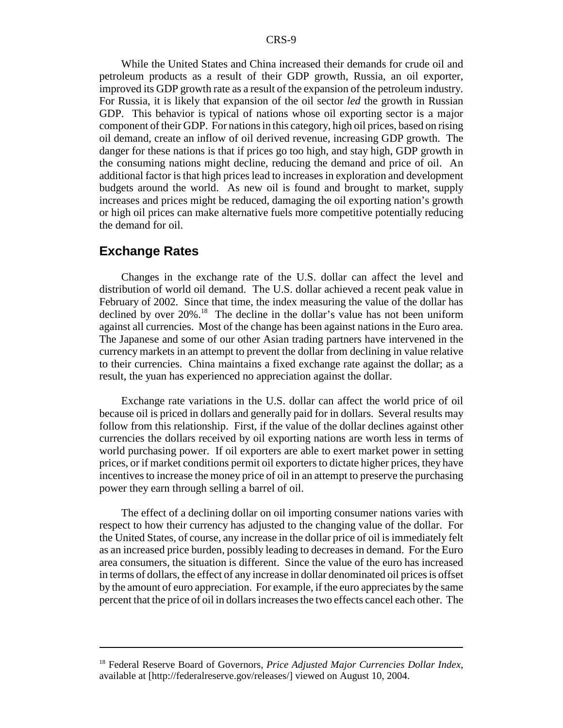While the United States and China increased their demands for crude oil and petroleum products as a result of their GDP growth, Russia, an oil exporter, improved its GDP growth rate as a result of the expansion of the petroleum industry. For Russia, it is likely that expansion of the oil sector *led* the growth in Russian GDP. This behavior is typical of nations whose oil exporting sector is a major component of their GDP. For nations in this category, high oil prices, based on rising oil demand, create an inflow of oil derived revenue, increasing GDP growth. The danger for these nations is that if prices go too high, and stay high, GDP growth in the consuming nations might decline, reducing the demand and price of oil. An additional factor is that high prices lead to increases in exploration and development budgets around the world. As new oil is found and brought to market, supply increases and prices might be reduced, damaging the oil exporting nation's growth or high oil prices can make alternative fuels more competitive potentially reducing the demand for oil.

## Exchange Rates

Changes in the exchange rate of the U.S. dollar can affect the level and distribution of world oil demand. The U.S. dollar achieved a recent peak value in February of 2002. Since that time, the index measuring the value of the dollar has declined by over 20%.[18] The decline in the dollar's value has not been uniform against all currencies. Most of the change has been against nations in the Euro area. The Japanese and some of our other Asian trading partners have intervened in the currency markets in an attempt to prevent the dollar from declining in value relative to their currencies. China maintains a fixed exchange rate against the dollar; as a result, the yuan has experienced no appreciation against the dollar.

Exchange rate variations in the U.S. dollar can affect the world price of oil because oil is priced in dollars and generally paid for in dollars. Several results may follow from this relationship. First, if the value of the dollar declines against other currencies the dollars received by oil exporting nations are worth less in terms of world purchasing power. If oil exporters are able to exert market power in setting prices, or if market conditions permit oil exporters to dictate higher prices, they have incentives to increase the money price of oil in an attempt to preserve the purchasing power they earn through selling a barrel of oil.

The effect of a declining dollar on oil importing consumer nations varies with respect to how their currency has adjusted to the changing value of the dollar. For the United States, of course, any increase in the dollar price of oil is immediately felt as an increased price burden, possibly leading to decreases in demand. For the Euro area consumers, the situation is different. Since the value of the euro has increased in terms of dollars, the effect of any increase in dollar denominated oil prices is offset by the amount of euro appreciation. For example, if the euro appreciates by the same percent that the price of oil in dollars increases the two effects cancel each other. The

---

[18] Federal Reserve Board of Governors, *Price Adjusted Major Currencies Dollar Index,* available at [http://federalreserve.gov/releases/] viewed on August 10, 2004.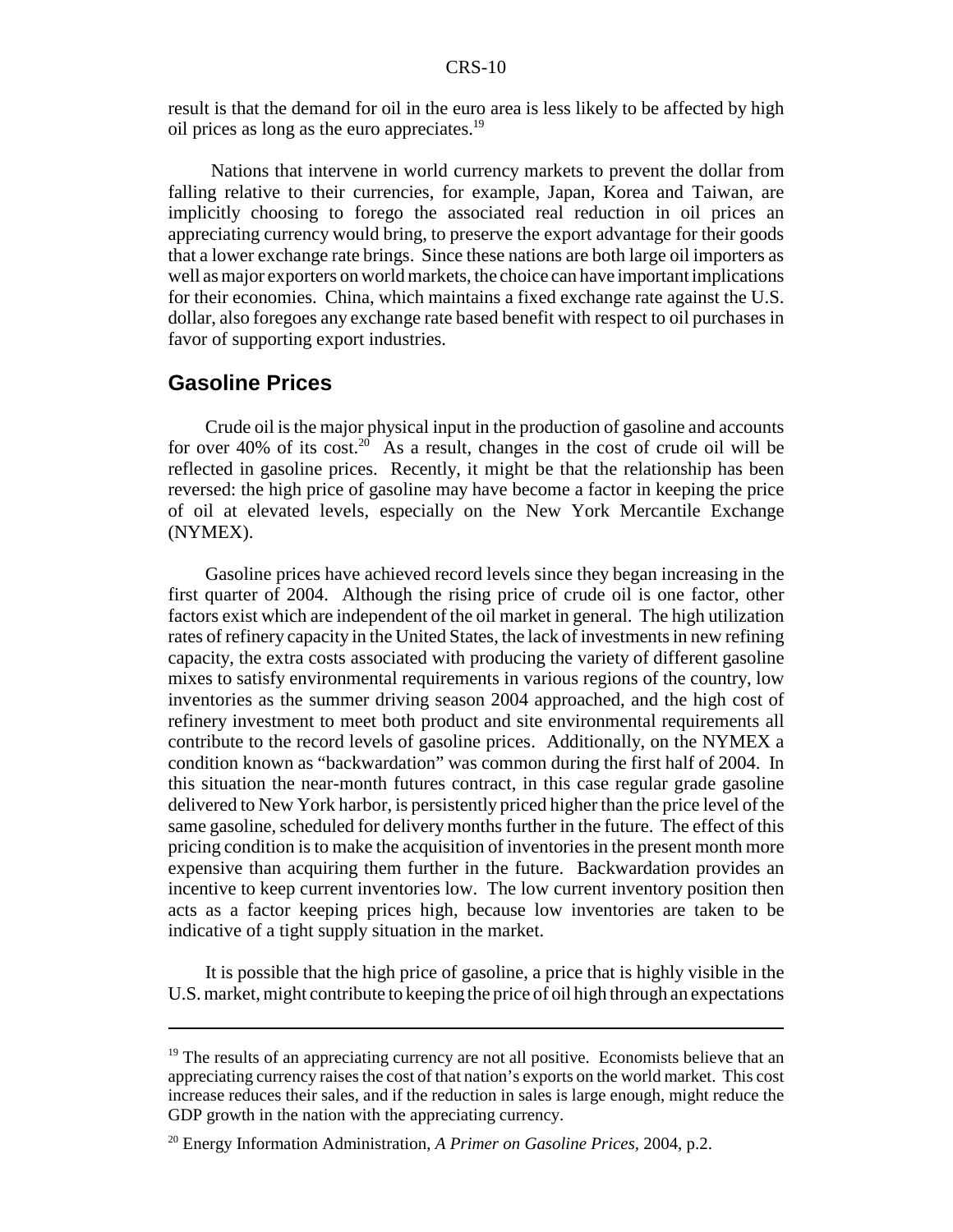result is that the demand for oil in the euro area is less likely to be affected by high oil prices as long as the euro appreciates.[19]

Nations that intervene in world currency markets to prevent the dollar from falling relative to their currencies, for example, Japan, Korea and Taiwan, are implicitly choosing to forego the associated real reduction in oil prices an appreciating currency would bring, to preserve the export advantage for their goods that a lower exchange rate brings. Since these nations are both large oil importers as well as major exporters on world markets, the choice can have important implications for their economies. China, which maintains a fixed exchange rate against the U.S. dollar, also foregoes any exchange rate based benefit with respect to oil purchases in favor of supporting export industries.

## Gasoline Prices

Crude oil is the major physical input in the production of gasoline and accounts for over 40% of its cost.[20] As a result, changes in the cost of crude oil will be reflected in gasoline prices. Recently, it might be that the relationship has been reversed: the high price of gasoline may have become a factor in keeping the price of oil at elevated levels, especially on the New York Mercantile Exchange (NYMEX).

Gasoline prices have achieved record levels since they began increasing in the first quarter of 2004. Although the rising price of crude oil is one factor, other factors exist which are independent of the oil market in general. The high utilization rates of refinery capacity in the United States, the lack of investments in new refining capacity, the extra costs associated with producing the variety of different gasoline mixes to satisfy environmental requirements in various regions of the country, low inventories as the summer driving season 2004 approached, and the high cost of refinery investment to meet both product and site environmental requirements all contribute to the record levels of gasoline prices. Additionally, on the NYMEX a condition known as "backwardation" was common during the first half of 2004. In this situation the near-month futures contract, in this case regular grade gasoline delivered to New York harbor, is persistently priced higher than the price level of the same gasoline, scheduled for delivery months further in the future. The effect of this pricing condition is to make the acquisition of inventories in the present month more expensive than acquiring them further in the future. Backwardation provides an incentive to keep current inventories low. The low current inventory position then acts as a factor keeping prices high, because low inventories are taken to be indicative of a tight supply situation in the market.

It is possible that the high price of gasoline, a price that is highly visible in the U.S. market, might contribute to keeping the price of oil high through an expectations

---

[19] The results of an appreciating currency are not all positive. Economists believe that an appreciating currency raises the cost of that nation's exports on the world market. This cost increase reduces their sales, and if the reduction in sales is large enough, might reduce the GDP growth in the nation with the appreciating currency.

[20] Energy Information Administration, *A Primer on Gasoline Prices*, 2004, p.2.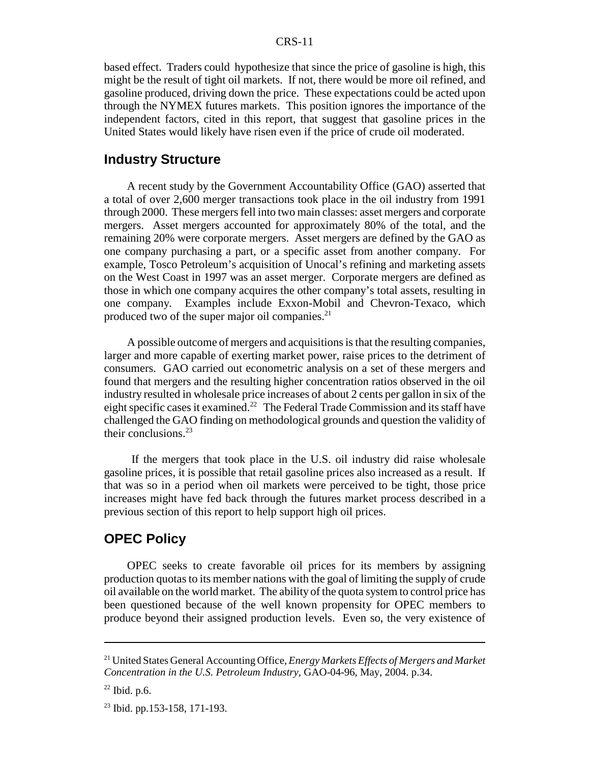based effect. Traders could hypothesize that since the price of gasoline is high, this might be the result of tight oil markets. If not, there would be more oil refined, and gasoline produced, driving down the price. These expectations could be acted upon through the NYMEX futures markets. This position ignores the importance of the independent factors, cited in this report, that suggest that gasoline prices in the United States would likely have risen even if the price of crude oil moderated.

## Industry Structure

A recent study by the Government Accountability Office (GAO) asserted that a total of over 2,600 merger transactions took place in the oil industry from 1991 through 2000. These mergers fell into two main classes: asset mergers and corporate mergers. Asset mergers accounted for approximately 80% of the total, and the remaining 20% were corporate mergers. Asset mergers are defined by the GAO as one company purchasing a part, or a specific asset from another company. For example, Tosco Petroleum's acquisition of Unocal's refining and marketing assets on the West Coast in 1997 was an asset merger. Corporate mergers are defined as those in which one company acquires the other company's total assets, resulting in one company. Examples include Exxon-Mobil and Chevron-Texaco, which produced two of the super major oil companies.[21]

A possible outcome of mergers and acquisitions is that the resulting companies, larger and more capable of exerting market power, raise prices to the detriment of consumers. GAO carried out econometric analysis on a set of these mergers and found that mergers and the resulting higher concentration ratios observed in the oil industry resulted in wholesale price increases of about 2 cents per gallon in six of the eight specific cases it examined.[22] The Federal Trade Commission and its staff have challenged the GAO finding on methodological grounds and question the validity of their conclusions.[23]

If the mergers that took place in the U.S. oil industry did raise wholesale gasoline prices, it is possible that retail gasoline prices also increased as a result. If that was so in a period when oil markets were perceived to be tight, those price increases might have fed back through the futures market process described in a previous section of this report to help support high oil prices.

## OPEC Policy

OPEC seeks to create favorable oil prices for its members by assigning production quotas to its member nations with the goal of limiting the supply of crude oil available on the world market. The ability of the quota system to control price has been questioned because of the well known propensity for OPEC members to produce beyond their assigned production levels. Even so, the very existence of

---

[21] United States General Accounting Office, *Energy Markets Effects of Mergers and Market Concentration in the U.S. Petroleum Industry,* GAO-04-96, May, 2004. p.34.

[22] Ibid. p.6.

[23] Ibid. pp.153-158, 171-193.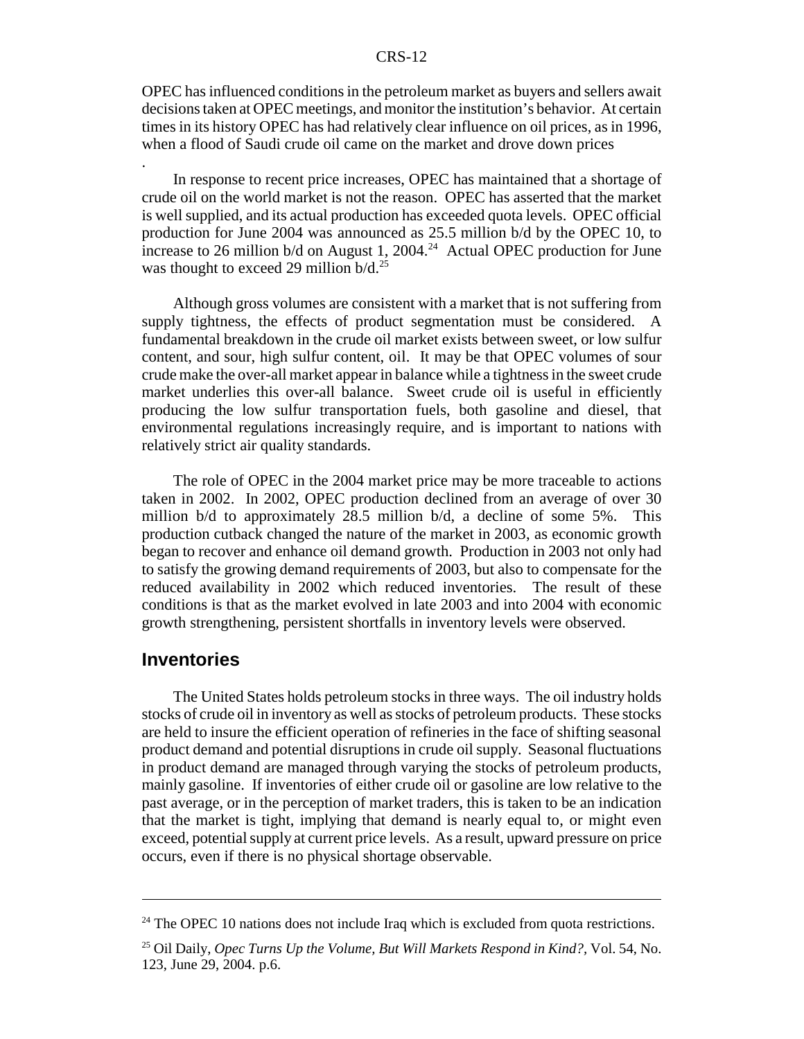OPEC has influenced conditions in the petroleum market as buyers and sellers await decisions taken at OPEC meetings, and monitor the institution's behavior. At certain times in its history OPEC has had relatively clear influence on oil prices, as in 1996, when a flood of Saudi crude oil came on the market and drove down prices

.

In response to recent price increases, OPEC has maintained that a shortage of crude oil on the world market is not the reason. OPEC has asserted that the market is well supplied, and its actual production has exceeded quota levels. OPEC official production for June 2004 was announced as 25.5 million b/d by the OPEC 10, to increase to 26 million b/d on August 1, 2004.[24] Actual OPEC production for June was thought to exceed 29 million b/d.[25]

Although gross volumes are consistent with a market that is not suffering from supply tightness, the effects of product segmentation must be considered. A fundamental breakdown in the crude oil market exists between sweet, or low sulfur content, and sour, high sulfur content, oil. It may be that OPEC volumes of sour crude make the over-all market appear in balance while a tightness in the sweet crude market underlies this over-all balance. Sweet crude oil is useful in efficiently producing the low sulfur transportation fuels, both gasoline and diesel, that environmental regulations increasingly require, and is important to nations with relatively strict air quality standards.

The role of OPEC in the 2004 market price may be more traceable to actions taken in 2002. In 2002, OPEC production declined from an average of over 30 million b/d to approximately 28.5 million b/d, a decline of some 5%. This production cutback changed the nature of the market in 2003, as economic growth began to recover and enhance oil demand growth. Production in 2003 not only had to satisfy the growing demand requirements of 2003, but also to compensate for the reduced availability in 2002 which reduced inventories. The result of these conditions is that as the market evolved in late 2003 and into 2004 with economic growth strengthening, persistent shortfalls in inventory levels were observed.

## Inventories

The United States holds petroleum stocks in three ways. The oil industry holds stocks of crude oil in inventory as well as stocks of petroleum products. These stocks are held to insure the efficient operation of refineries in the face of shifting seasonal product demand and potential disruptions in crude oil supply. Seasonal fluctuations in product demand are managed through varying the stocks of petroleum products, mainly gasoline. If inventories of either crude oil or gasoline are low relative to the past average, or in the perception of market traders, this is taken to be an indication that the market is tight, implying that demand is nearly equal to, or might even exceed, potential supply at current price levels. As a result, upward pressure on price occurs, even if there is no physical shortage observable.

---

[24] The OPEC 10 nations does not include Iraq which is excluded from quota restrictions.

[25] Oil Daily, *Opec Turns Up the Volume, But Will Markets Respond in Kind?,* Vol. 54, No. 123, June 29, 2004. p.6.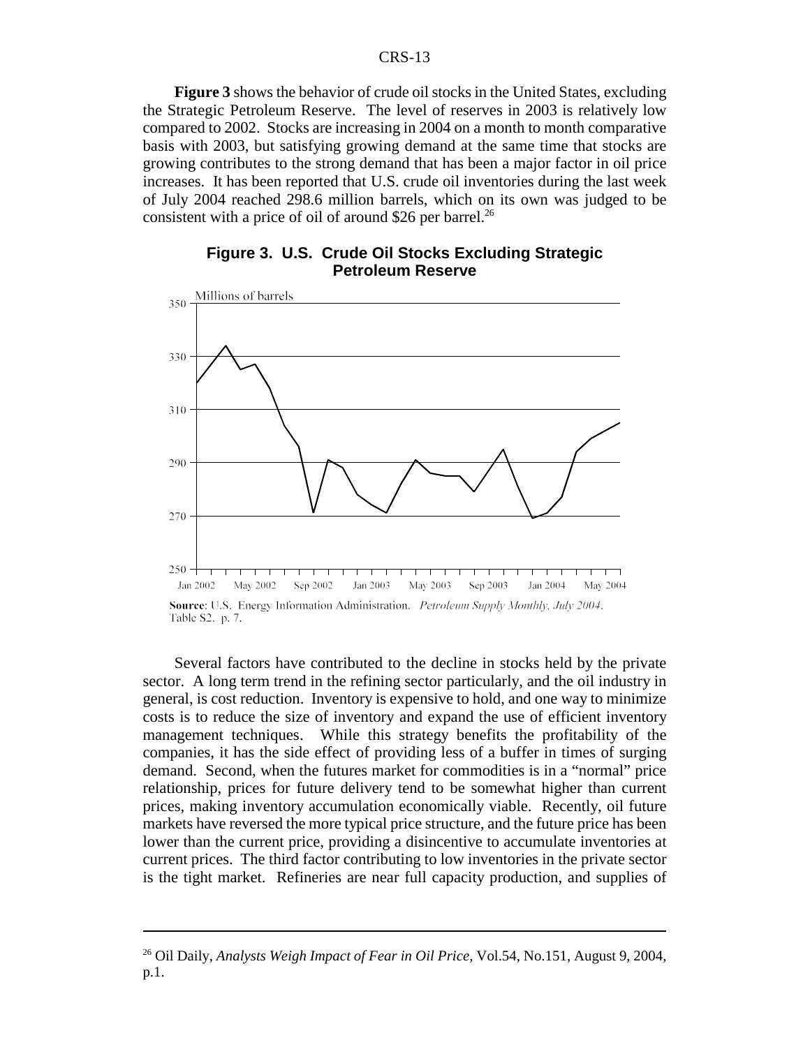**Figure 3** shows the behavior of crude oil stocks in the United States, excluding the Strategic Petroleum Reserve. The level of reserves in 2003 is relatively low compared to 2002. Stocks are increasing in 2004 on a month to month comparative basis with 2003, but satisfying growing demand at the same time that stocks are growing contributes to the strong demand that has been a major factor in oil price increases. It has been reported that U.S. crude oil inventories during the last week of July 2004 reached 298.6 million barrels, which on its own was judged to be consistent with a price of oil of around \$26 per barrel.[26]

**Figure 3. U.S. Crude Oil Stocks Excluding Strategic Petroleum Reserve**

**Source**: U.S. Energy Information Administration. *Petroleum Supply Monthly, July 2004*. Table S2. p. 7.

Several factors have contributed to the decline in stocks held by the private sector. A long term trend in the refining sector particularly, and the oil industry in general, is cost reduction. Inventory is expensive to hold, and one way to minimize costs is to reduce the size of inventory and expand the use of efficient inventory management techniques. While this strategy benefits the profitability of the companies, it has the side effect of providing less of a buffer in times of surging demand. Second, when the futures market for commodities is in a "normal" price relationship, prices for future delivery tend to be somewhat higher than current prices, making inventory accumulation economically viable. Recently, oil future markets have reversed the more typical price structure, and the future price has been lower than the current price, providing a disincentive to accumulate inventories at current prices. The third factor contributing to low inventories in the private sector is the tight market. Refineries are near full capacity production, and supplies of

---

[26] Oil Daily, *Analysts Weigh Impact of Fear in Oil Price,* Vol.54, No.151, August 9, 2004, p.1.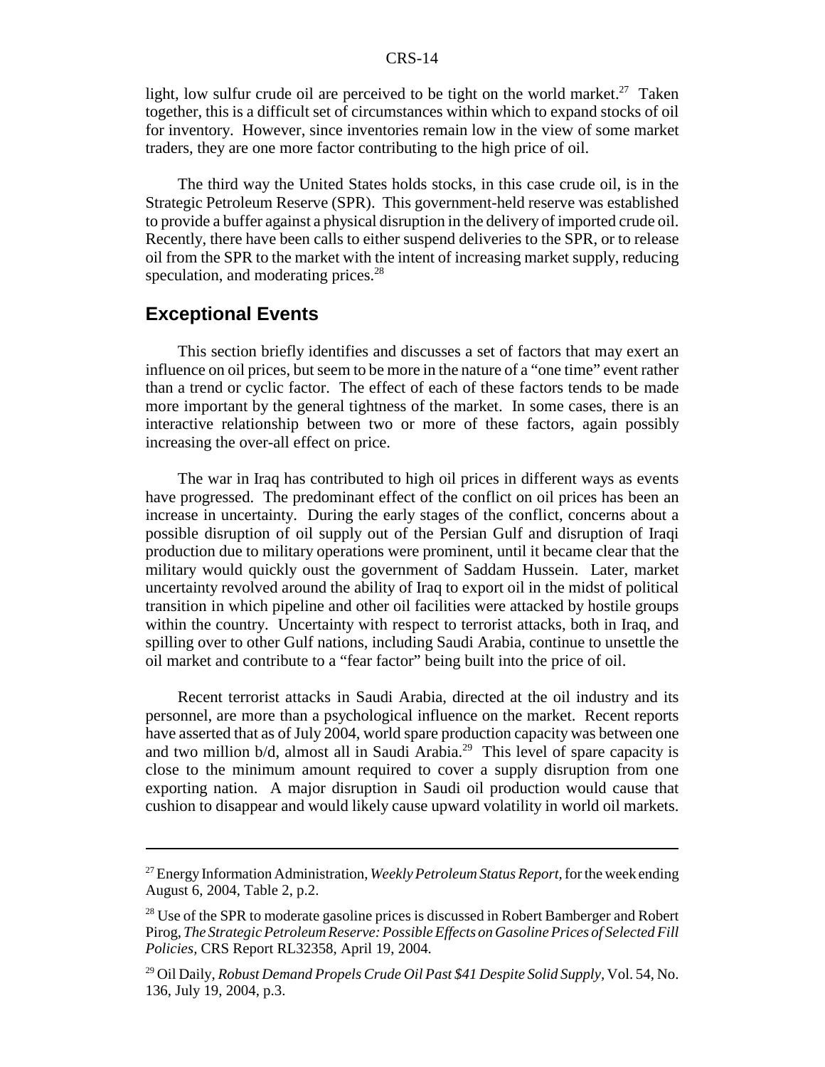light, low sulfur crude oil are perceived to be tight on the world market.[27] Taken together, this is a difficult set of circumstances within which to expand stocks of oil for inventory. However, since inventories remain low in the view of some market traders, they are one more factor contributing to the high price of oil.

The third way the United States holds stocks, in this case crude oil, is in the Strategic Petroleum Reserve (SPR). This government-held reserve was established to provide a buffer against a physical disruption in the delivery of imported crude oil. Recently, there have been calls to either suspend deliveries to the SPR, or to release oil from the SPR to the market with the intent of increasing market supply, reducing speculation, and moderating prices.[28]

## Exceptional Events

This section briefly identifies and discusses a set of factors that may exert an influence on oil prices, but seem to be more in the nature of a "one time" event rather than a trend or cyclic factor. The effect of each of these factors tends to be made more important by the general tightness of the market. In some cases, there is an interactive relationship between two or more of these factors, again possibly increasing the over-all effect on price.

The war in Iraq has contributed to high oil prices in different ways as events have progressed. The predominant effect of the conflict on oil prices has been an increase in uncertainty. During the early stages of the conflict, concerns about a possible disruption of oil supply out of the Persian Gulf and disruption of Iraqi production due to military operations were prominent, until it became clear that the military would quickly oust the government of Saddam Hussein. Later, market uncertainty revolved around the ability of Iraq to export oil in the midst of political transition in which pipeline and other oil facilities were attacked by hostile groups within the country. Uncertainty with respect to terrorist attacks, both in Iraq, and spilling over to other Gulf nations, including Saudi Arabia, continue to unsettle the oil market and contribute to a "fear factor" being built into the price of oil.

Recent terrorist attacks in Saudi Arabia, directed at the oil industry and its personnel, are more than a psychological influence on the market. Recent reports have asserted that as of July 2004, world spare production capacity was between one and two million b/d, almost all in Saudi Arabia.[29] This level of spare capacity is close to the minimum amount required to cover a supply disruption from one exporting nation. A major disruption in Saudi oil production would cause that cushion to disappear and would likely cause upward volatility in world oil markets.

---

[27] Energy Information Administration, *Weekly Petroleum Status Report*, for the week ending August 6, 2004, Table 2, p.2.

[28] Use of the SPR to moderate gasoline prices is discussed in Robert Bamberger and Robert Pirog, *The Strategic Petroleum Reserve: Possible Effects on Gasoline Prices of Selected Fill Policies*, CRS Report RL32358, April 19, 2004.

[29] Oil Daily, *Robust Demand Propels Crude Oil Past $41 Despite Solid Supply*, Vol. 54, No. 136, July 19, 2004, p.3.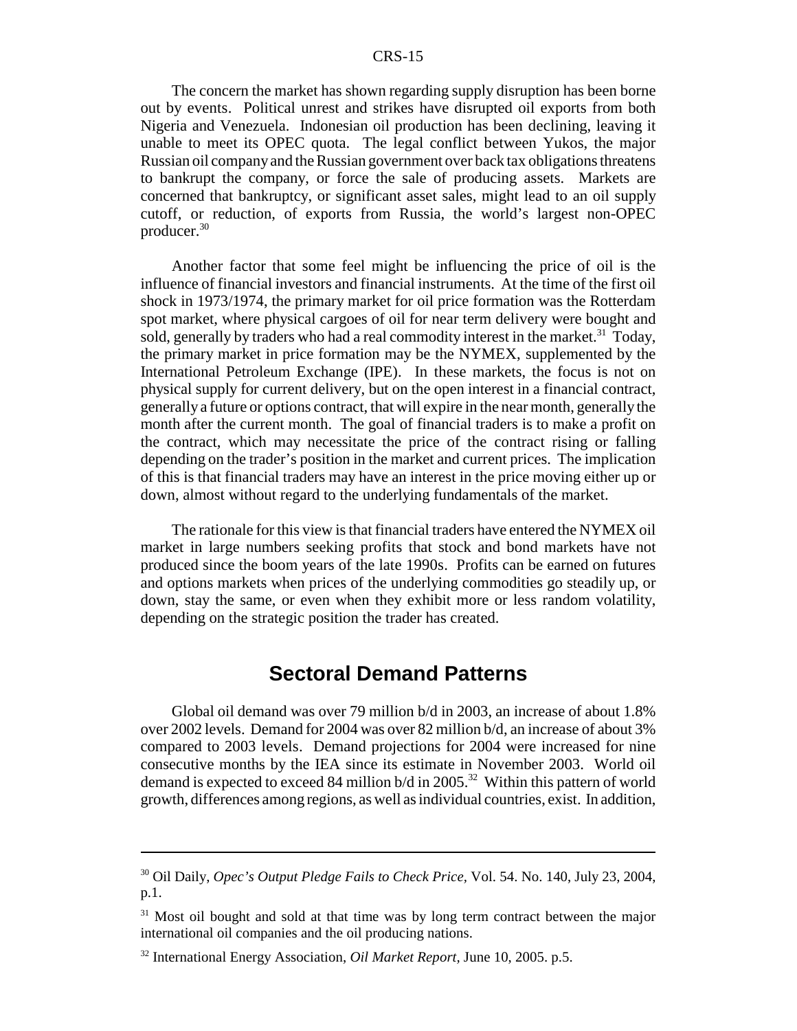The concern the market has shown regarding supply disruption has been borne out by events. Political unrest and strikes have disrupted oil exports from both Nigeria and Venezuela. Indonesian oil production has been declining, leaving it unable to meet its OPEC quota. The legal conflict between Yukos, the major Russian oil company and the Russian government over back tax obligations threatens to bankrupt the company, or force the sale of producing assets. Markets are concerned that bankruptcy, or significant asset sales, might lead to an oil supply cutoff, or reduction, of exports from Russia, the world's largest non-OPEC producer.[30]

Another factor that some feel might be influencing the price of oil is the influence of financial investors and financial instruments. At the time of the first oil shock in 1973/1974, the primary market for oil price formation was the Rotterdam spot market, where physical cargoes of oil for near term delivery were bought and sold, generally by traders who had a real commodity interest in the market.[31] Today, the primary market in price formation may be the NYMEX, supplemented by the International Petroleum Exchange (IPE). In these markets, the focus is not on physical supply for current delivery, but on the open interest in a financial contract, generally a future or options contract, that will expire in the near month, generally the month after the current month. The goal of financial traders is to make a profit on the contract, which may necessitate the price of the contract rising or falling depending on the trader's position in the market and current prices. The implication of this is that financial traders may have an interest in the price moving either up or down, almost without regard to the underlying fundamentals of the market.

The rationale for this view is that financial traders have entered the NYMEX oil market in large numbers seeking profits that stock and bond markets have not produced since the boom years of the late 1990s. Profits can be earned on futures and options markets when prices of the underlying commodities go steadily up, or down, stay the same, or even when they exhibit more or less random volatility, depending on the strategic position the trader has created.

## Sectoral Demand Patterns

Global oil demand was over 79 million b/d in 2003, an increase of about 1.8% over 2002 levels. Demand for 2004 was over 82 million b/d, an increase of about 3% compared to 2003 levels. Demand projections for 2004 were increased for nine consecutive months by the IEA since its estimate in November 2003. World oil demand is expected to exceed 84 million b/d in 2005.[32] Within this pattern of world growth, differences among regions, as well as individual countries, exist. In addition,

---

[30] Oil Daily, *Opec's Output Pledge Fails to Check Price,* Vol. 54. No. 140, July 23, 2004, p.1.

[31] Most oil bought and sold at that time was by long term contract between the major international oil companies and the oil producing nations.

[32] International Energy Association, *Oil Market Report,* June 10, 2005. p.5.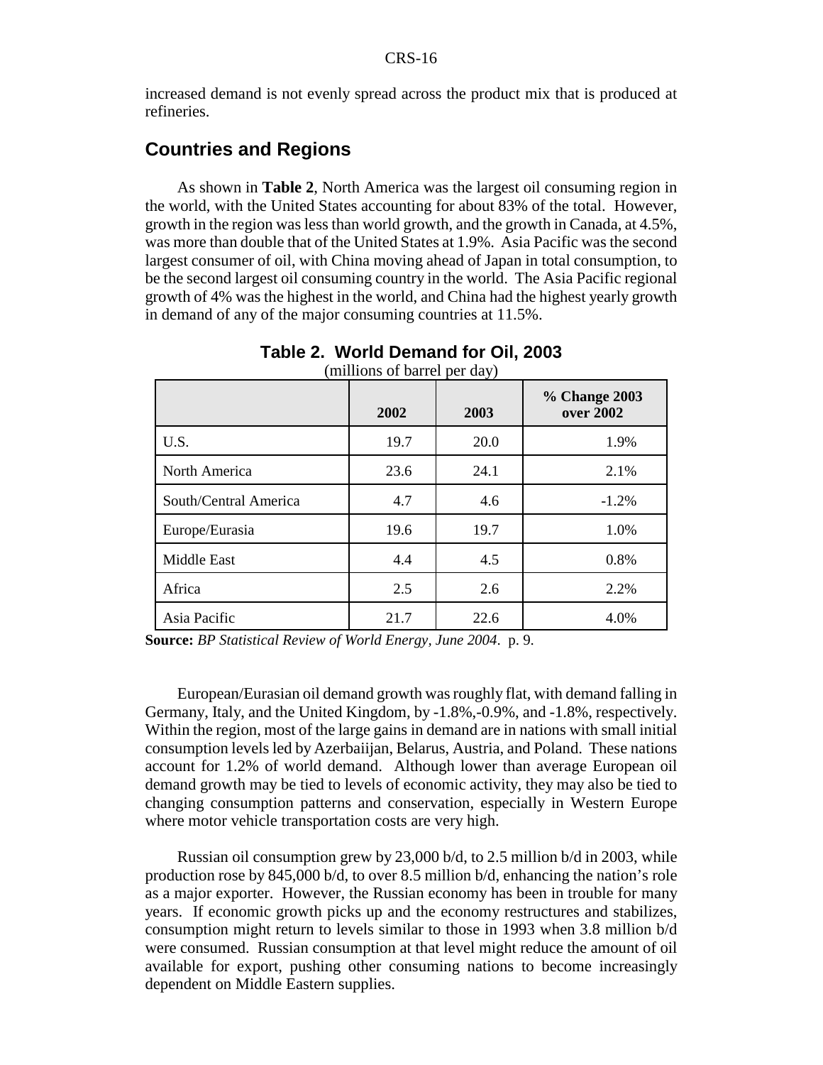increased demand is not evenly spread across the product mix that is produced at refineries.

## Countries and Regions

As shown in **Table 2**, North America was the largest oil consuming region in the world, with the United States accounting for about 83% of the total. However, growth in the region was less than world growth, and the growth in Canada, at 4.5%, was more than double that of the United States at 1.9%. Asia Pacific was the second largest consumer of oil, with China moving ahead of Japan in total consumption, to be the second largest oil consuming country in the world. The Asia Pacific regional growth of 4% was the highest in the world, and China had the highest yearly growth in demand of any of the major consuming countries at 11.5%.

**Table 2. World Demand for Oil, 2003**
(millions of barrel per day)

| | 2002 | 2003 | % Change 2003 over 2002 |
|---|---|---|---|
| U.S. | 19.7 | 20.0 | 1.9% |
| North America | 23.6 | 24.1 | 2.1% |
| South/Central America | 4.7 | 4.6 | -1.2% |
| Europe/Eurasia | 19.6 | 19.7 | 1.0% |
| Middle East | 4.4 | 4.5 | 0.8% |
| Africa | 2.5 | 2.6 | 2.2% |
| Asia Pacific | 21.7 | 22.6 | 4.0% |

**Source:** *BP Statistical Review of World Energy, June 2004*. p. 9.

European/Eurasian oil demand growth was roughly flat, with demand falling in Germany, Italy, and the United Kingdom, by -1.8%,-0.9%, and -1.8%, respectively. Within the region, most of the large gains in demand are in nations with small initial consumption levels led by Azerbaiijan, Belarus, Austria, and Poland. These nations account for 1.2% of world demand. Although lower than average European oil demand growth may be tied to levels of economic activity, they may also be tied to changing consumption patterns and conservation, especially in Western Europe where motor vehicle transportation costs are very high.

Russian oil consumption grew by 23,000 b/d, to 2.5 million b/d in 2003, while production rose by 845,000 b/d, to over 8.5 million b/d, enhancing the nation's role as a major exporter. However, the Russian economy has been in trouble for many years. If economic growth picks up and the economy restructures and stabilizes, consumption might return to levels similar to those in 1993 when 3.8 million b/d were consumed. Russian consumption at that level might reduce the amount of oil available for export, pushing other consuming nations to become increasingly dependent on Middle Eastern supplies.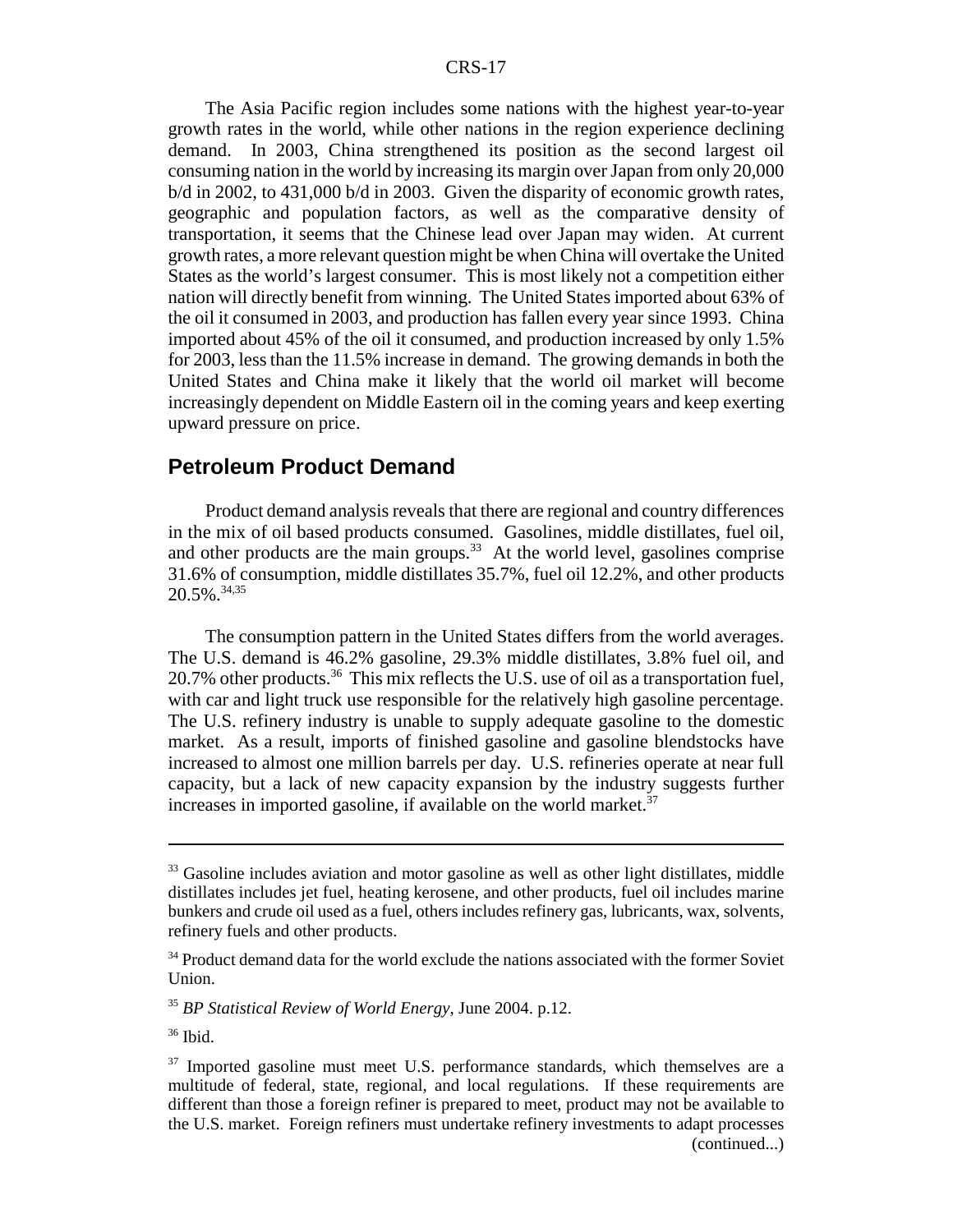The Asia Pacific region includes some nations with the highest year-to-year growth rates in the world, while other nations in the region experience declining demand. In 2003, China strengthened its position as the second largest oil consuming nation in the world by increasing its margin over Japan from only 20,000 b/d in 2002, to 431,000 b/d in 2003. Given the disparity of economic growth rates, geographic and population factors, as well as the comparative density of transportation, it seems that the Chinese lead over Japan may widen. At current growth rates, a more relevant question might be when China will overtake the United States as the world's largest consumer. This is most likely not a competition either nation will directly benefit from winning. The United States imported about 63% of the oil it consumed in 2003, and production has fallen every year since 1993. China imported about 45% of the oil it consumed, and production increased by only 1.5% for 2003, less than the 11.5% increase in demand. The growing demands in both the United States and China make it likely that the world oil market will become increasingly dependent on Middle Eastern oil in the coming years and keep exerting upward pressure on price.

## Petroleum Product Demand

Product demand analysis reveals that there are regional and country differences in the mix of oil based products consumed. Gasolines, middle distillates, fuel oil, and other products are the main groups.[33] At the world level, gasolines comprise 31.6% of consumption, middle distillates 35.7%, fuel oil 12.2%, and other products 20.5%.[34,35]

The consumption pattern in the United States differs from the world averages. The U.S. demand is 46.2% gasoline, 29.3% middle distillates, 3.8% fuel oil, and 20.7% other products.[36] This mix reflects the U.S. use of oil as a transportation fuel, with car and light truck use responsible for the relatively high gasoline percentage. The U.S. refinery industry is unable to supply adequate gasoline to the domestic market. As a result, imports of finished gasoline and gasoline blendstocks have increased to almost one million barrels per day. U.S. refineries operate at near full capacity, but a lack of new capacity expansion by the industry suggests further increases in imported gasoline, if available on the world market.[37]

---

[33] Gasoline includes aviation and motor gasoline as well as other light distillates, middle distillates includes jet fuel, heating kerosene, and other products, fuel oil includes marine bunkers and crude oil used as a fuel, others includes refinery gas, lubricants, wax, solvents, refinery fuels and other products.

[34] Product demand data for the world exclude the nations associated with the former Soviet Union.

[35] *BP Statistical Review of World Energy,* June 2004. p.12.

[36] Ibid.

[37] Imported gasoline must meet U.S. performance standards, which themselves are a multitude of federal, state, regional, and local regulations. If these requirements are different than those a foreign refiner is prepared to meet, product may not be available to the U.S. market. Foreign refiners must undertake refinery investments to adapt processes (continued...)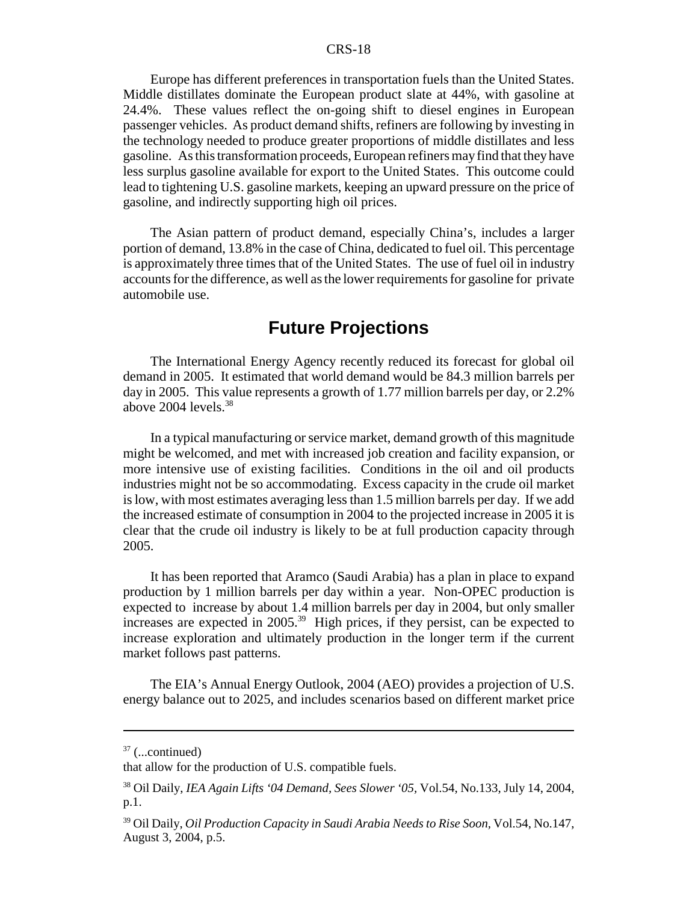Europe has different preferences in transportation fuels than the United States. Middle distillates dominate the European product slate at 44%, with gasoline at 24.4%. These values reflect the on-going shift to diesel engines in European passenger vehicles. As product demand shifts, refiners are following by investing in the technology needed to produce greater proportions of middle distillates and less gasoline. As this transformation proceeds, European refiners may find that they have less surplus gasoline available for export to the United States. This outcome could lead to tightening U.S. gasoline markets, keeping an upward pressure on the price of gasoline, and indirectly supporting high oil prices.

The Asian pattern of product demand, especially China's, includes a larger portion of demand, 13.8% in the case of China, dedicated to fuel oil. This percentage is approximately three times that of the United States. The use of fuel oil in industry accounts for the difference, as well as the lower requirements for gasoline for private automobile use.

## Future Projections

The International Energy Agency recently reduced its forecast for global oil demand in 2005. It estimated that world demand would be 84.3 million barrels per day in 2005. This value represents a growth of 1.77 million barrels per day, or 2.2% above 2004 levels.[38]

In a typical manufacturing or service market, demand growth of this magnitude might be welcomed, and met with increased job creation and facility expansion, or more intensive use of existing facilities. Conditions in the oil and oil products industries might not be so accommodating. Excess capacity in the crude oil market is low, with most estimates averaging less than 1.5 million barrels per day. If we add the increased estimate of consumption in 2004 to the projected increase in 2005 it is clear that the crude oil industry is likely to be at full production capacity through 2005.

It has been reported that Aramco (Saudi Arabia) has a plan in place to expand production by 1 million barrels per day within a year. Non-OPEC production is expected to increase by about 1.4 million barrels per day in 2004, but only smaller increases are expected in 2005.[39] High prices, if they persist, can be expected to increase exploration and ultimately production in the longer term if the current market follows past patterns.

The EIA's Annual Energy Outlook, 2004 (AEO) provides a projection of U.S. energy balance out to 2025, and includes scenarios based on different market price

---

[37] (...continued)
that allow for the production of U.S. compatible fuels.

[38] Oil Daily, *IEA Again Lifts '04 Demand, Sees Slower '05*, Vol.54, No.133, July 14, 2004, p.1.

[39] Oil Daily, *Oil Production Capacity in Saudi Arabia Needs to Rise Soon*, Vol.54, No.147, August 3, 2004, p.5.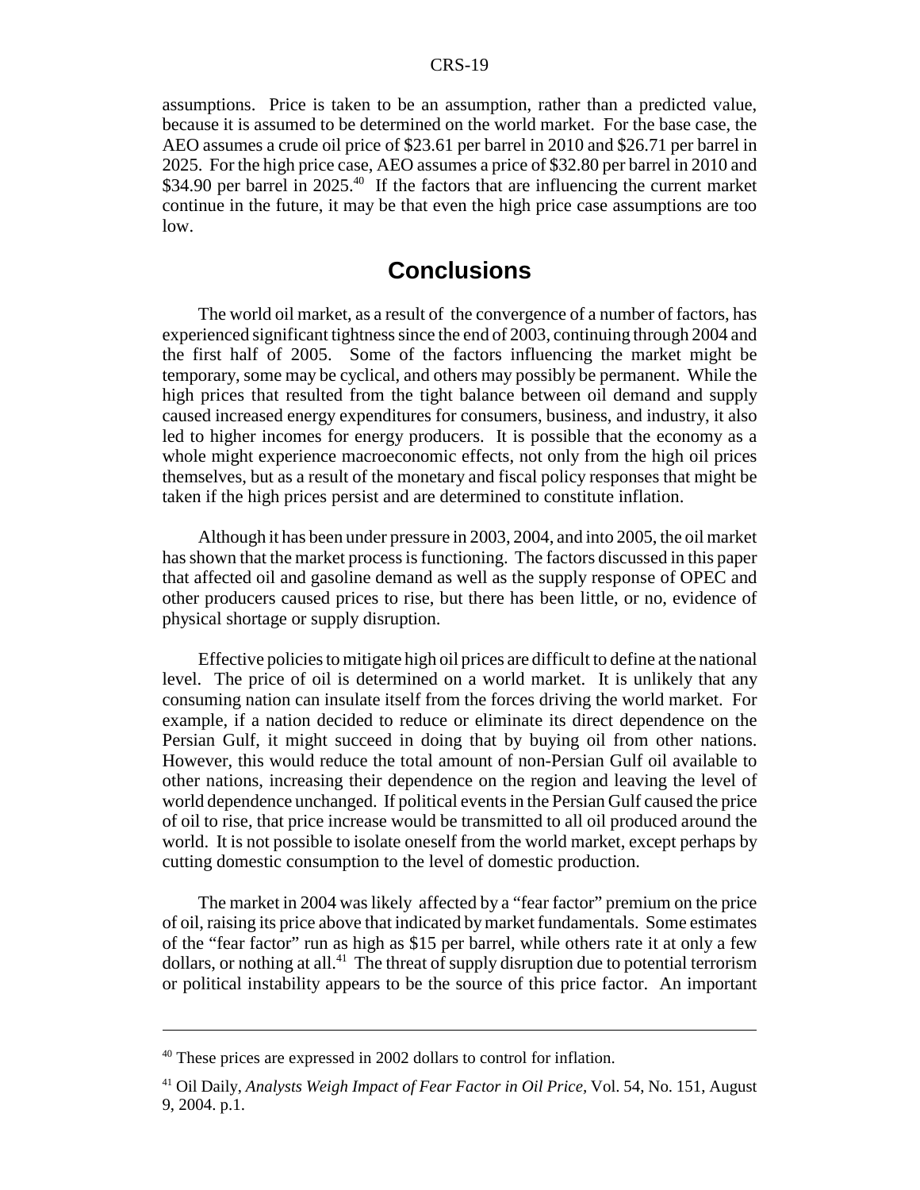assumptions. Price is taken to be an assumption, rather than a predicted value, because it is assumed to be determined on the world market. For the base case, the AEO assumes a crude oil price of $23.61 per barrel in 2010 and $26.71 per barrel in 2025. For the high price case, AEO assumes a price of $32.80 per barrel in 2010 and $34.90 per barrel in 2025.[40] If the factors that are influencing the current market continue in the future, it may be that even the high price case assumptions are too low.

## Conclusions

The world oil market, as a result of the convergence of a number of factors, has experienced significant tightness since the end of 2003, continuing through 2004 and the first half of 2005. Some of the factors influencing the market might be temporary, some may be cyclical, and others may possibly be permanent. While the high prices that resulted from the tight balance between oil demand and supply caused increased energy expenditures for consumers, business, and industry, it also led to higher incomes for energy producers. It is possible that the economy as a whole might experience macroeconomic effects, not only from the high oil prices themselves, but as a result of the monetary and fiscal policy responses that might be taken if the high prices persist and are determined to constitute inflation.

Although it has been under pressure in 2003, 2004, and into 2005, the oil market has shown that the market process is functioning. The factors discussed in this paper that affected oil and gasoline demand as well as the supply response of OPEC and other producers caused prices to rise, but there has been little, or no, evidence of physical shortage or supply disruption.

Effective policies to mitigate high oil prices are difficult to define at the national level. The price of oil is determined on a world market. It is unlikely that any consuming nation can insulate itself from the forces driving the world market. For example, if a nation decided to reduce or eliminate its direct dependence on the Persian Gulf, it might succeed in doing that by buying oil from other nations. However, this would reduce the total amount of non-Persian Gulf oil available to other nations, increasing their dependence on the region and leaving the level of world dependence unchanged. If political events in the Persian Gulf caused the price of oil to rise, that price increase would be transmitted to all oil produced around the world. It is not possible to isolate oneself from the world market, except perhaps by cutting domestic consumption to the level of domestic production.

The market in 2004 was likely affected by a "fear factor" premium on the price of oil, raising its price above that indicated by market fundamentals. Some estimates of the "fear factor" run as high as $15 per barrel, while others rate it at only a few dollars, or nothing at all.[41] The threat of supply disruption due to potential terrorism or political instability appears to be the source of this price factor. An important

---

[40] These prices are expressed in 2002 dollars to control for inflation.

[41] Oil Daily, *Analysts Weigh Impact of Fear Factor in Oil Price,* Vol. 54, No. 151, August 9, 2004. p.1.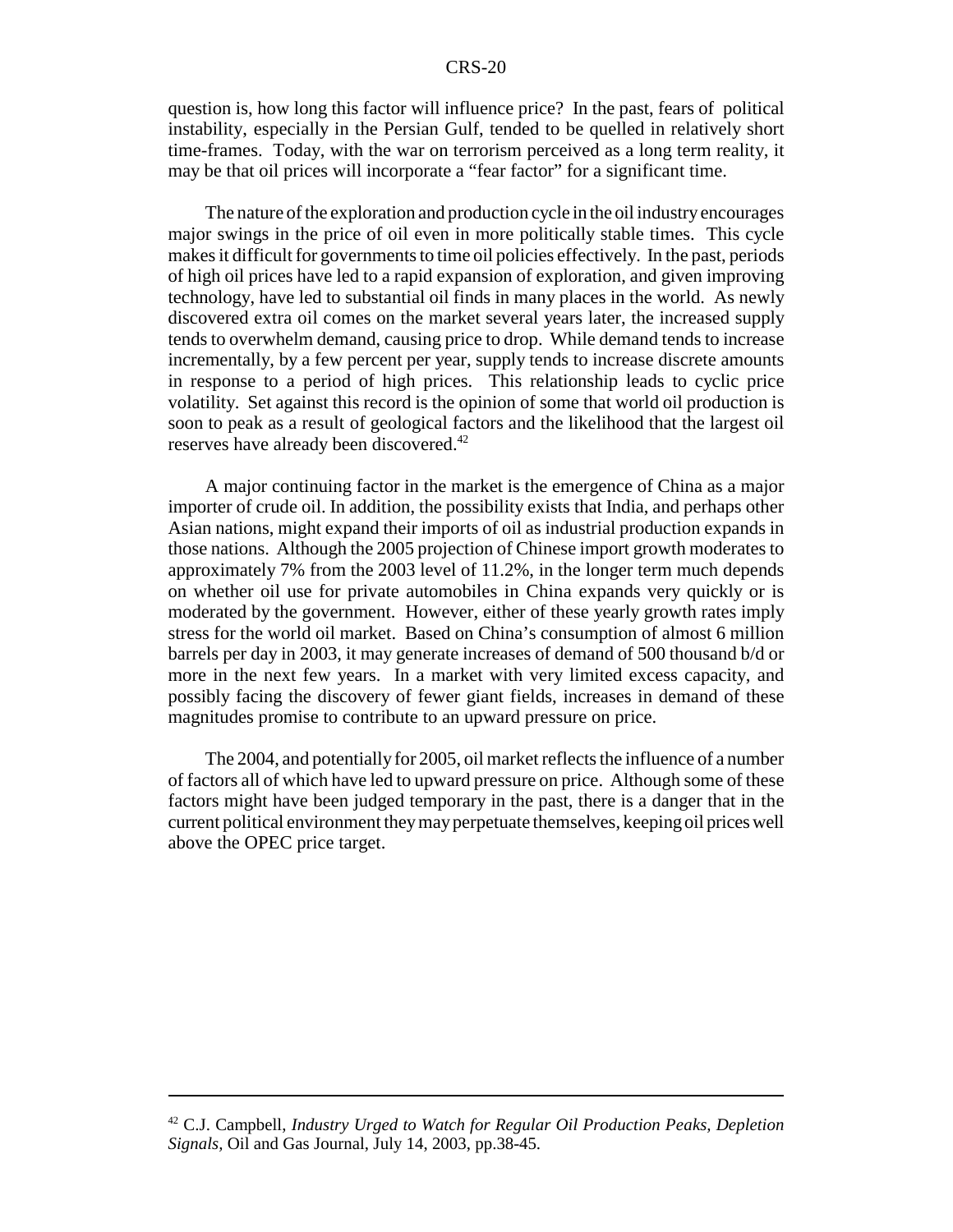question is, how long this factor will influence price? In the past, fears of political instability, especially in the Persian Gulf, tended to be quelled in relatively short time-frames. Today, with the war on terrorism perceived as a long term reality, it may be that oil prices will incorporate a "fear factor" for a significant time.

The nature of the exploration and production cycle in the oil industry encourages major swings in the price of oil even in more politically stable times. This cycle makes it difficult for governments to time oil policies effectively. In the past, periods of high oil prices have led to a rapid expansion of exploration, and given improving technology, have led to substantial oil finds in many places in the world. As newly discovered extra oil comes on the market several years later, the increased supply tends to overwhelm demand, causing price to drop. While demand tends to increase incrementally, by a few percent per year, supply tends to increase discrete amounts in response to a period of high prices. This relationship leads to cyclic price volatility. Set against this record is the opinion of some that world oil production is soon to peak as a result of geological factors and the likelihood that the largest oil reserves have already been discovered.[42]

A major continuing factor in the market is the emergence of China as a major importer of crude oil. In addition, the possibility exists that India, and perhaps other Asian nations, might expand their imports of oil as industrial production expands in those nations. Although the 2005 projection of Chinese import growth moderates to approximately 7% from the 2003 level of 11.2%, in the longer term much depends on whether oil use for private automobiles in China expands very quickly or is moderated by the government. However, either of these yearly growth rates imply stress for the world oil market. Based on China's consumption of almost 6 million barrels per day in 2003, it may generate increases of demand of 500 thousand b/d or more in the next few years. In a market with very limited excess capacity, and possibly facing the discovery of fewer giant fields, increases in demand of these magnitudes promise to contribute to an upward pressure on price.

The 2004, and potentially for 2005, oil market reflects the influence of a number of factors all of which have led to upward pressure on price. Although some of these factors might have been judged temporary in the past, there is a danger that in the current political environment they may perpetuate themselves, keeping oil prices well above the OPEC price target.

[42] C.J. Campbell, *Industry Urged to Watch for Regular Oil Production Peaks, Depletion Signals*, Oil and Gas Journal, July 14, 2003, pp.38-45.